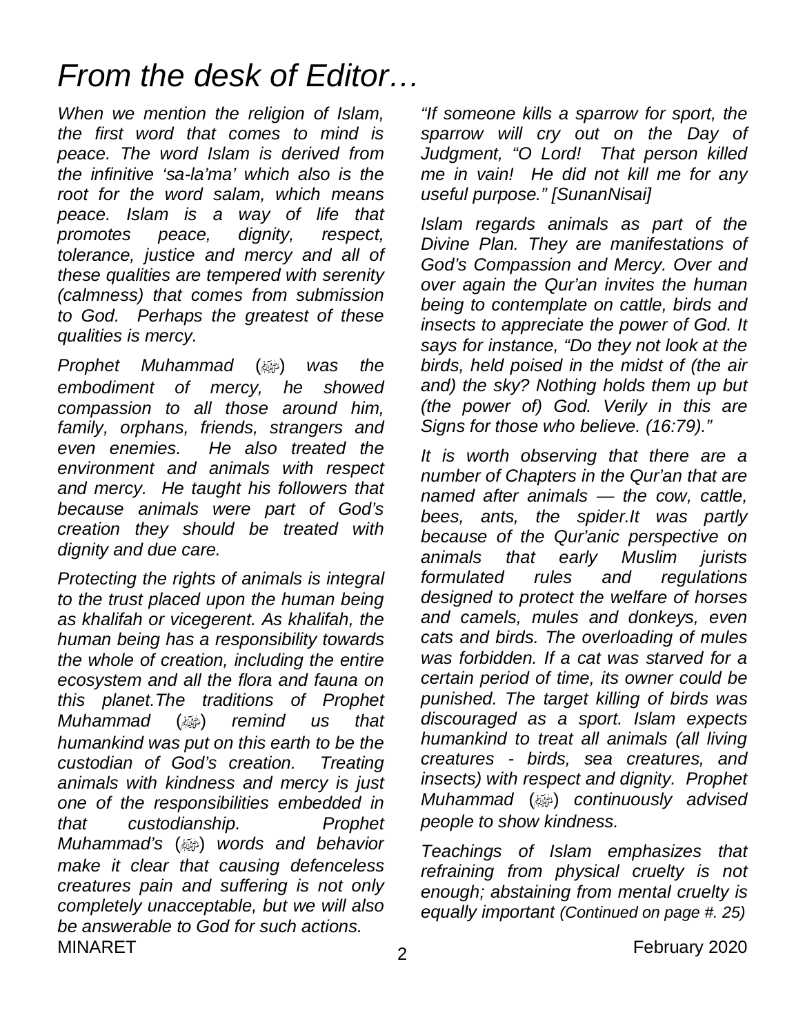# *From the desk of Editor…*

*When we mention the religion of Islam, the first word that comes to mind is peace. The word Islam is derived from the infinitive 'sa-la'ma' which also is the root for the word salam, which means peace. Islam is a way of life that promotes peace, dignity, respect, tolerance, justice and mercy and all of these qualities are tempered with serenity (calmness) that comes from submission to God. Perhaps the greatest of these qualities is mercy.*

*Prophet Muhammad (ﷺ) was the embodiment of mercy, he showed compassion to all those around him, family, orphans, friends, strangers and even enemies. He also treated the environment and animals with respect and mercy. He taught his followers that because animals were part of God's creation they should be treated with dignity and due care.*

*Protecting the rights of animals is integral to the trust placed upon the human being as khalifah or vicegerent. As khalifah, the human being has a responsibility towards the whole of creation, including the entire ecosystem and all the flora and fauna on this planet.The traditions of Prophet Muhammad (ﷺ) remind us that humankind was put on this earth to be the custodian of God's creation. Treating animals with kindness and mercy is just one of the responsibilities embedded in that custodianship. Prophet Muhammad's (ﷺ) words and behavior make it clear that causing defenceless creatures pain and suffering is not only completely unacceptable, but we will also be answerable to God for such actions.*

*"If someone kills a sparrow for sport, the sparrow will cry out on the Day of Judgment, "O Lord! That person killed me in vain! He did not kill me for any useful purpose." [SunanNisai]*

*Islam regards animals as part of the Divine Plan. They are manifestations of God's Compassion and Mercy. Over and over again the Qur'an invites the human being to contemplate on cattle, birds and insects to appreciate the power of God. It says for instance, "Do they not look at the birds, held poised in the midst of (the air and) the sky? Nothing holds them up but (the power of) God. Verily in this are Signs for those who believe. (16:79)."*

*It is worth observing that there are a number of Chapters in the Qur'an that are named after animals — the cow, cattle, bees, ants, the spider.It was partly because of the Qur'anic perspective on animals that early Muslim jurists formulated rules and regulations designed to protect the welfare of horses and camels, mules and donkeys, even cats and birds. The overloading of mules was forbidden. If a cat was starved for a certain period of time, its owner could be punished. The target killing of birds was discouraged as a sport. Islam expects humankind to treat all animals (all living creatures - birds, sea creatures, and insects) with respect and dignity. Prophet Muhammad (ﷺ) continuously advised people to show kindness.*

*Teachings of Islam emphasizes that refraining from physical cruelty is not enough; abstaining from mental cruelty is equally important (Continued on page #. 25)*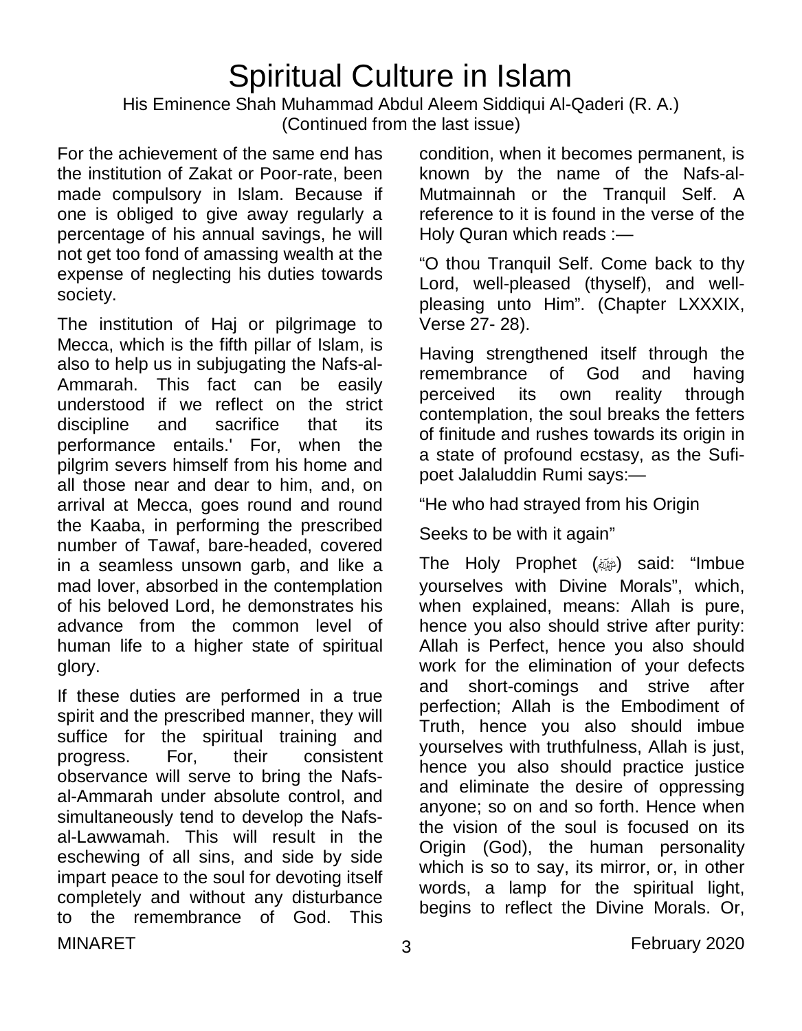# Spiritual Culture in Islam

His Eminence Shah Muhammad Abdul Aleem Siddiqui Al-Qaderi (R. A.)
(Continued from the last issue)

For the achievement of the same end has the institution of Zakat or Poor-rate, been made compulsory in Islam. Because if one is obliged to give away regularly a percentage of his annual savings, he will not get too fond of amassing wealth at the expense of neglecting his duties towards society.

The institution of Haj or pilgrimage to Mecca, which is the fifth pillar of Islam, is also to help us in subjugating the Nafs-al-Ammarah. This fact can be easily understood if we reflect on the strict discipline and sacrifice that its performance entails.' For, when the pilgrim severs himself from his home and all those near and dear to him, and, on arrival at Mecca, goes round and round the Kaaba, in performing the prescribed number of Tawaf, bare-headed, covered in a seamless unsown garb, and like a mad lover, absorbed in the contemplation of his beloved Lord, he demonstrates his advance from the common level of human life to a higher state of spiritual glory.

If these duties are performed in a true spirit and the prescribed manner, they will suffice for the spiritual training and progress. For, their consistent observance will serve to bring the Nafs-al-Ammarah under absolute control, and simultaneously tend to develop the Nafs-al-Lawwamah. This will result in the eschewing of all sins, and side by side impart peace to the soul for devoting itself completely and without any disturbance to the remembrance of God. This condition, when it becomes permanent, is known by the name of the Nafs-al-Mutmainnah or the Tranquil Self. A reference to it is found in the verse of the Holy Quran which reads :—

"O thou Tranquil Self. Come back to thy Lord, well-pleased (thyself), and well-pleasing unto Him". (Chapter LXXXIX, Verse 27- 28).

Having strengthened itself through the remembrance of God and having perceived its own reality through contemplation, the soul breaks the fetters of finitude and rushes towards its origin in a state of profound ecstasy, as the Sufi-poet Jalaluddin Rumi says:—

"He who had strayed from his Origin

Seeks to be with it again"

The Holy Prophet (ﷺ) said: "Imbue yourselves with Divine Morals", which, when explained, means: Allah is pure, hence you also should strive after purity: Allah is Perfect, hence you also should work for the elimination of your defects and short-comings and strive after perfection; Allah is the Embodiment of Truth, hence you also should imbue yourselves with truthfulness, Allah is just, hence you also should practice justice and eliminate the desire of oppressing anyone; so on and so forth. Hence when the vision of the soul is focused on its Origin (God), the human personality which is so to say, its mirror, or, in other words, a lamp for the spiritual light, begins to reflect the Divine Morals. Or,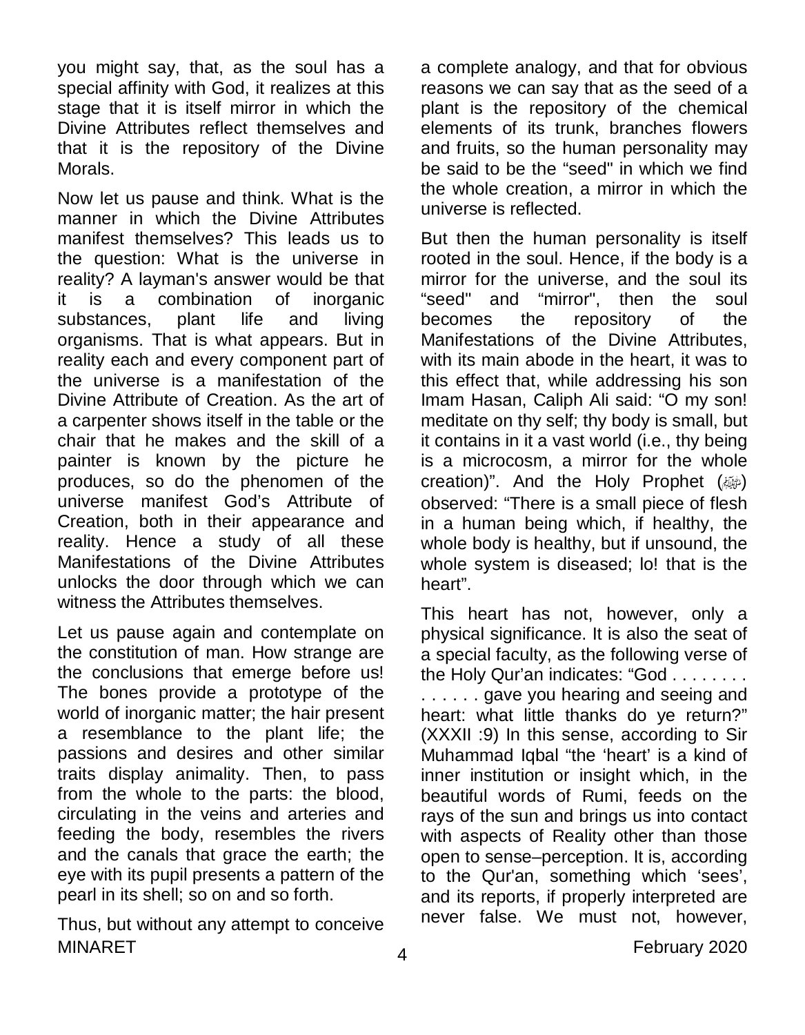you might say, that, as the soul has a special affinity with God, it realizes at this stage that it is itself mirror in which the Divine Attributes reflect themselves and that it is the repository of the Divine Morals.

Now let us pause and think. What is the manner in which the Divine Attributes manifest themselves? This leads us to the question: What is the universe in reality? A layman's answer would be that it is a combination of inorganic substances, plant life and living organisms. That is what appears. But in reality each and every component part of the universe is a manifestation of the Divine Attribute of Creation. As the art of a carpenter shows itself in the table or the chair that he makes and the skill of a painter is known by the picture he produces, so do the phenomen of the universe manifest God's Attribute of Creation, both in their appearance and reality. Hence a study of all these Manifestations of the Divine Attributes unlocks the door through which we can witness the Attributes themselves.

Let us pause again and contemplate on the constitution of man. How strange are the conclusions that emerge before us! The bones provide a prototype of the world of inorganic matter; the hair present a resemblance to the plant life; the passions and desires and other similar traits display animality. Then, to pass from the whole to the parts: the blood, circulating in the veins and arteries and feeding the body, resembles the rivers and the canals that grace the earth; the eye with its pupil presents a pattern of the pearl in its shell; so on and so forth.

Thus, but without any attempt to conceive a complete analogy, and that for obvious reasons we can say that as the seed of a plant is the repository of the chemical elements of its trunk, branches flowers and fruits, so the human personality may be said to be the "seed" in which we find the whole creation, a mirror in which the universe is reflected.

But then the human personality is itself rooted in the soul. Hence, if the body is a mirror for the universe, and the soul its "seed" and "mirror", then the soul becomes the repository of the Manifestations of the Divine Attributes, with its main abode in the heart, it was to this effect that, while addressing his son Imam Hasan, Caliph Ali said: "O my son! meditate on thy self; thy body is small, but it contains in it a vast world (i.e., thy being is a microcosm, a mirror for the whole creation)". And the Holy Prophet (ﷺ) observed: "There is a small piece of flesh in a human being which, if healthy, the whole body is healthy, but if unsound, the whole system is diseased; lo! that is the heart".

This heart has not, however, only a physical significance. It is also the seat of a special faculty, as the following verse of the Holy Qur'an indicates: "God . . . . . . . . . . . . . . gave you hearing and seeing and heart: what little thanks do ye return?" (XXXII :9) In this sense, according to Sir Muhammad Iqbal "the 'heart' is a kind of inner institution or insight which, in the beautiful words of Rumi, feeds on the rays of the sun and brings us into contact with aspects of Reality other than those open to sense–perception. It is, according to the Qur'an, something which 'sees', and its reports, if properly interpreted are never false. We must not, however,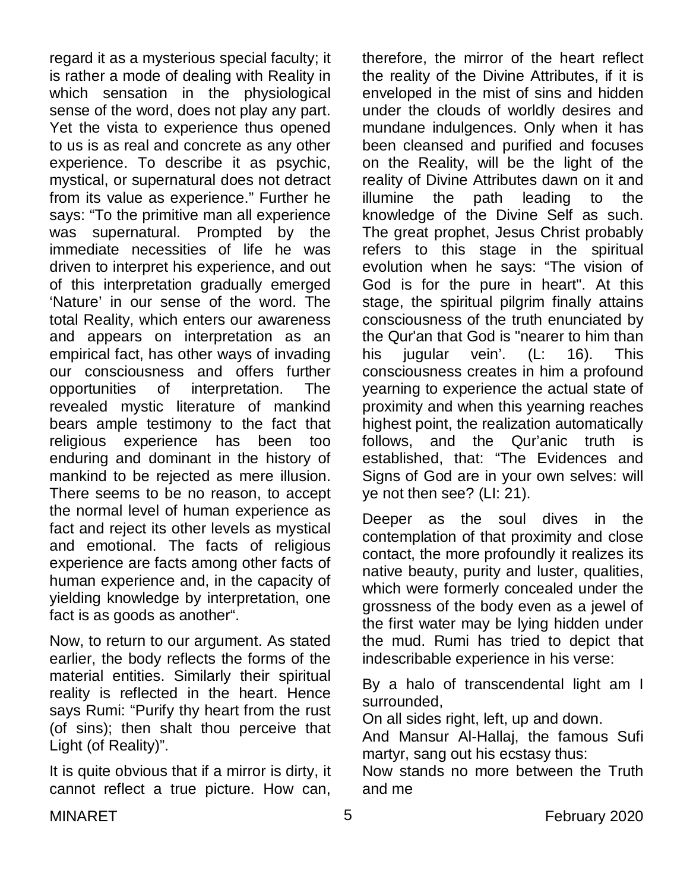regard it as a mysterious special faculty; it is rather a mode of dealing with Reality in which sensation in the physiological sense of the word, does not play any part. Yet the vista to experience thus opened to us is as real and concrete as any other experience. To describe it as psychic, mystical, or supernatural does not detract from its value as experience." Further he says: "To the primitive man all experience was supernatural. Prompted by the immediate necessities of life he was driven to interpret his experience, and out of this interpretation gradually emerged 'Nature' in our sense of the word. The total Reality, which enters our awareness and appears on interpretation as an empirical fact, has other ways of invading our consciousness and offers further opportunities of interpretation. The revealed mystic literature of mankind bears ample testimony to the fact that religious experience has been too enduring and dominant in the history of mankind to be rejected as mere illusion. There seems to be no reason, to accept the normal level of human experience as fact and reject its other levels as mystical and emotional. The facts of religious experience are facts among other facts of human experience and, in the capacity of yielding knowledge by interpretation, one fact is as goods as another".

Now, to return to our argument. As stated earlier, the body reflects the forms of the material entities. Similarly their spiritual reality is reflected in the heart. Hence says Rumi: "Purify thy heart from the rust (of sins); then shalt thou perceive that Light (of Reality)".

It is quite obvious that if a mirror is dirty, it cannot reflect a true picture. How can, therefore, the mirror of the heart reflect the reality of the Divine Attributes, if it is enveloped in the mist of sins and hidden under the clouds of worldly desires and mundane indulgences. Only when it has been cleansed and purified and focuses on the Reality, will be the light of the reality of Divine Attributes dawn on it and illumine the path leading to the knowledge of the Divine Self as such. The great prophet, Jesus Christ probably refers to this stage in the spiritual evolution when he says: "The vision of God is for the pure in heart". At this stage, the spiritual pilgrim finally attains consciousness of the truth enunciated by the Qur'an that God is "nearer to him than his jugular vein'. (L: 16). This consciousness creates in him a profound yearning to experience the actual state of proximity and when this yearning reaches highest point, the realization automatically follows, and the Qur'anic truth is established, that: "The Evidences and Signs of God are in your own selves: will ye not then see? (LI: 21).

Deeper as the soul dives in the contemplation of that proximity and close contact, the more profoundly it realizes its native beauty, purity and luster, qualities, which were formerly concealed under the grossness of the body even as a jewel of the first water may be lying hidden under the mud. Rumi has tried to depict that indescribable experience in his verse:

By a halo of transcendental light am I surrounded,  
On all sides right, left, up and down.  
And Mansur Al-Hallaj, the famous Sufi martyr, sang out his ecstasy thus:  
Now stands no more between the Truth and me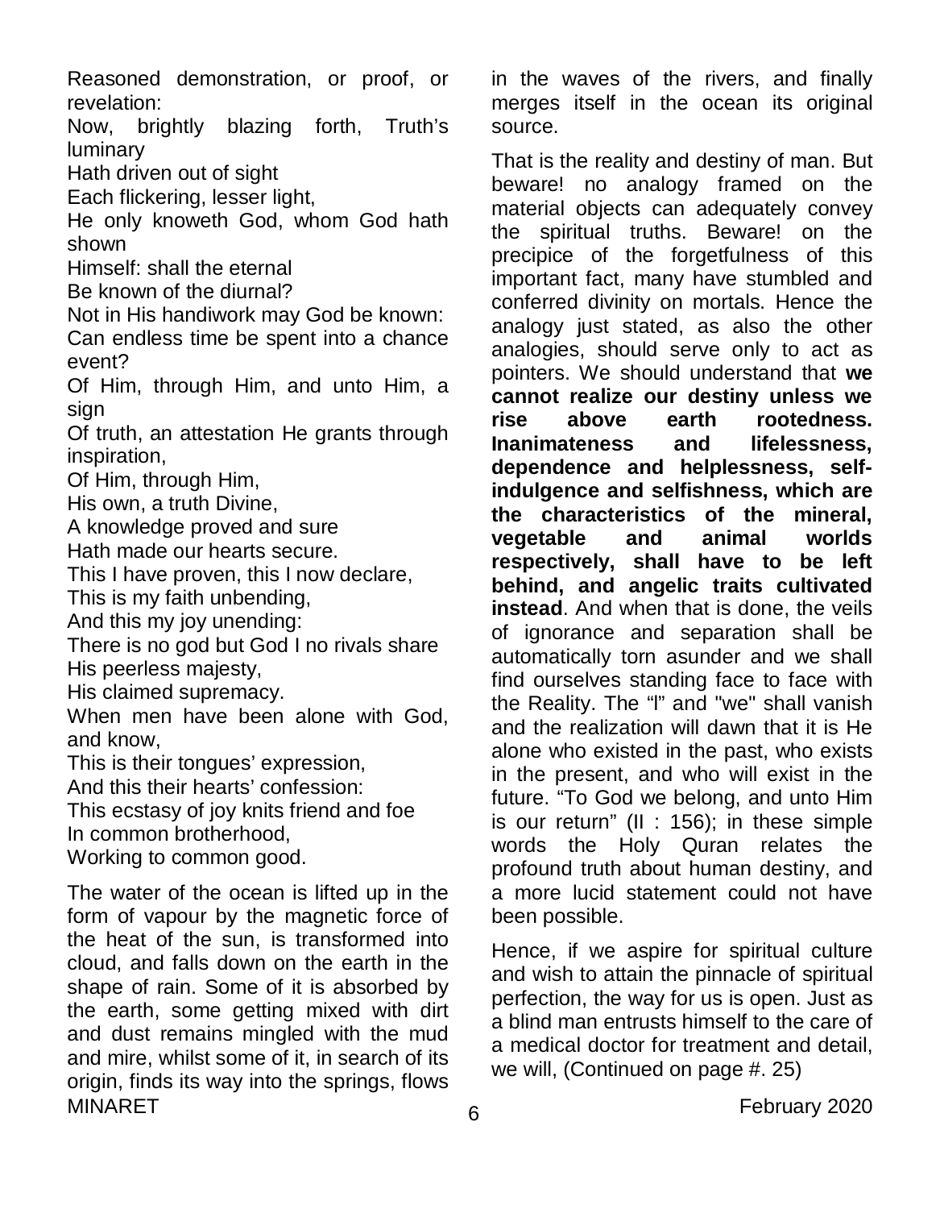Reasoned demonstration, or proof, or revelation:
Now, brightly blazing forth, Truth's luminary
Hath driven out of sight
Each flickering, lesser light,
He only knoweth God, whom God hath shown
Himself: shall the eternal
Be known of the diurnal?
Not in His handiwork may God be known:
Can endless time be spent into a chance event?
Of Him, through Him, and unto Him, a sign
Of truth, an attestation He grants through inspiration,
Of Him, through Him,
His own, a truth Divine,
A knowledge proved and sure
Hath made our hearts secure.
This I have proven, this I now declare,
This is my faith unbending,
And this my joy unending:
There is no god but God I no rivals share
His peerless majesty,
His claimed supremacy.
When men have been alone with God, and know,
This is their tongues' expression,
And this their hearts' confession:
This ecstasy of joy knits friend and foe
In common brotherhood,
Working to common good.

The water of the ocean is lifted up in the form of vapour by the magnetic force of the heat of the sun, is transformed into cloud, and falls down on the earth in the shape of rain. Some of it is absorbed by the earth, some getting mixed with dirt and dust remains mingled with the mud and mire, whilst some of it, in search of its origin, finds its way into the springs, flows in the waves of the rivers, and finally merges itself in the ocean its original source.

That is the reality and destiny of man. But beware! no analogy framed on the material objects can adequately convey the spiritual truths. Beware! on the precipice of the forgetfulness of this important fact, many have stumbled and conferred divinity on mortals. Hence the analogy just stated, as also the other analogies, should serve only to act as pointers. We should understand that **we cannot realize our destiny unless we rise above earth rootedness. Inanimateness and lifelessness, dependence and helplessness, self-indulgence and selfishness, which are the characteristics of the mineral, vegetable and animal worlds respectively, shall have to be left behind, and angelic traits cultivated instead**. And when that is done, the veils of ignorance and separation shall be automatically torn asunder and we shall find ourselves standing face to face with the Reality. The "I" and "we" shall vanish and the realization will dawn that it is He alone who existed in the past, who exists in the present, and who will exist in the future. "To God we belong, and unto Him is our return" (II : 156); in these simple words the Holy Quran relates the profound truth about human destiny, and a more lucid statement could not have been possible.

Hence, if we aspire for spiritual culture and wish to attain the pinnacle of spiritual perfection, the way for us is open. Just as a blind man entrusts himself to the care of a medical doctor for treatment and detail, we will, (Continued on page #. 25)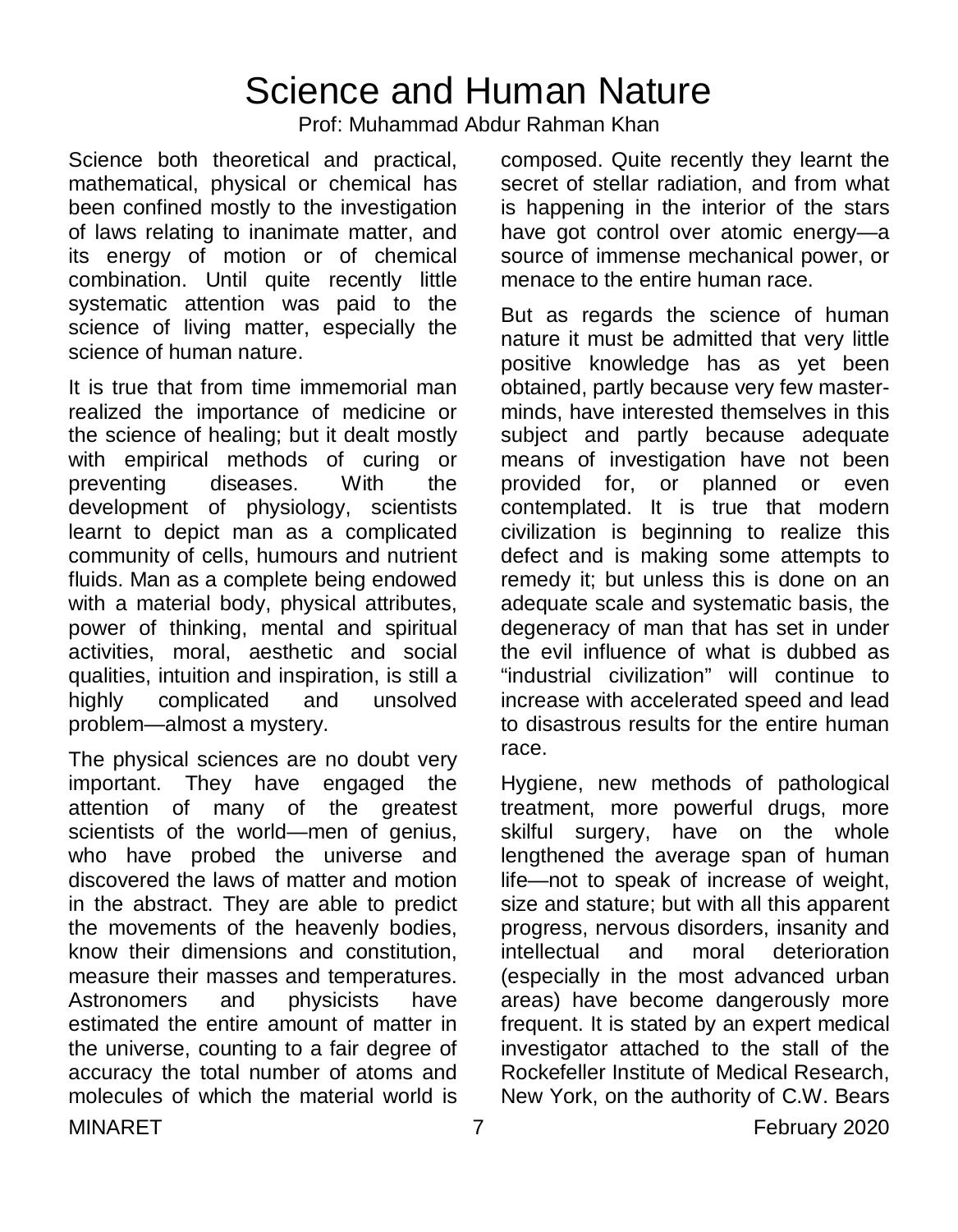# Science and Human Nature

Prof: Muhammad Abdur Rahman Khan

Science both theoretical and practical, mathematical, physical or chemical has been confined mostly to the investigation of laws relating to inanimate matter, and its energy of motion or of chemical combination. Until quite recently little systematic attention was paid to the science of living matter, especially the science of human nature.

It is true that from time immemorial man realized the importance of medicine or the science of healing; but it dealt mostly with empirical methods of curing or preventing diseases. With the development of physiology, scientists learnt to depict man as a complicated community of cells, humours and nutrient fluids. Man as a complete being endowed with a material body, physical attributes, power of thinking, mental and spiritual activities, moral, aesthetic and social qualities, intuition and inspiration, is still a highly complicated and unsolved problem—almost a mystery.

The physical sciences are no doubt very important. They have engaged the attention of many of the greatest scientists of the world—men of genius, who have probed the universe and discovered the laws of matter and motion in the abstract. They are able to predict the movements of the heavenly bodies, know their dimensions and constitution, measure their masses and temperatures. Astronomers and physicists have estimated the entire amount of matter in the universe, counting to a fair degree of accuracy the total number of atoms and molecules of which the material world is composed. Quite recently they learnt the secret of stellar radiation, and from what is happening in the interior of the stars have got control over atomic energy—a source of immense mechanical power, or menace to the entire human race.

But as regards the science of human nature it must be admitted that very little positive knowledge has as yet been obtained, partly because very few master-minds, have interested themselves in this subject and partly because adequate means of investigation have not been provided for, or planned or even contemplated. It is true that modern civilization is beginning to realize this defect and is making some attempts to remedy it; but unless this is done on an adequate scale and systematic basis, the degeneracy of man that has set in under the evil influence of what is dubbed as "industrial civilization" will continue to increase with accelerated speed and lead to disastrous results for the entire human race.

Hygiene, new methods of pathological treatment, more powerful drugs, more skilful surgery, have on the whole lengthened the average span of human life—not to speak of increase of weight, size and stature; but with all this apparent progress, nervous disorders, insanity and intellectual and moral deterioration (especially in the most advanced urban areas) have become dangerously more frequent. It is stated by an expert medical investigator attached to the stall of the Rockefeller Institute of Medical Research, New York, on the authority of C.W. Bears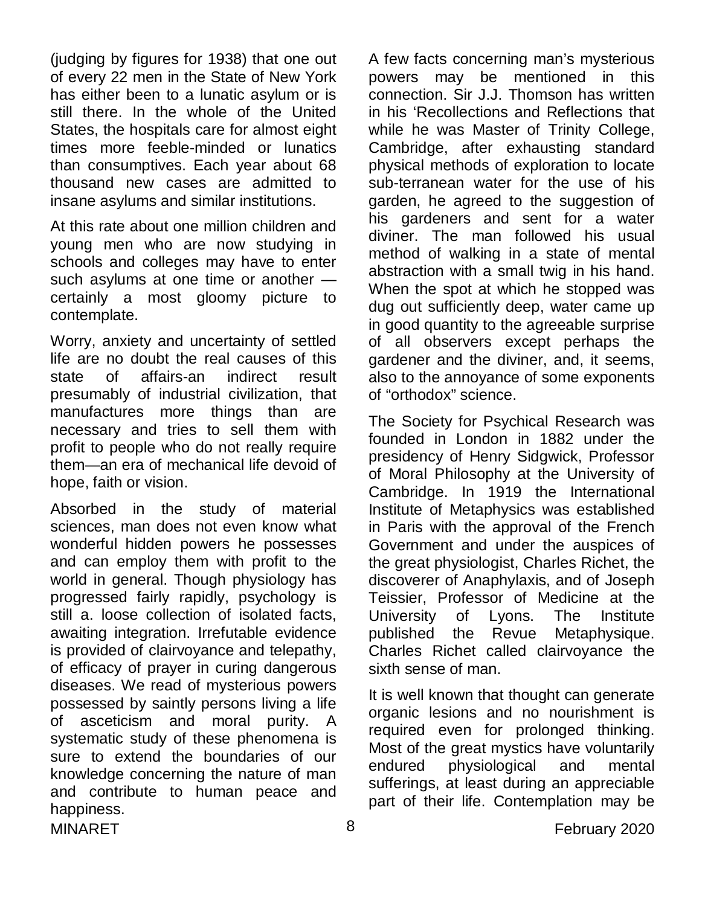(judging by figures for 1938) that one out of every 22 men in the State of New York has either been to a lunatic asylum or is still there. In the whole of the United States, the hospitals care for almost eight times more feeble-minded or lunatics than consumptives. Each year about 68 thousand new cases are admitted to insane asylums and similar institutions.

At this rate about one million children and young men who are now studying in schools and colleges may have to enter such asylums at one time or another — certainly a most gloomy picture to contemplate.

Worry, anxiety and uncertainty of settled life are no doubt the real causes of this state of affairs-an indirect result presumably of industrial civilization, that manufactures more things than are necessary and tries to sell them with profit to people who do not really require them—an era of mechanical life devoid of hope, faith or vision.

Absorbed in the study of material sciences, man does not even know what wonderful hidden powers he possesses and can employ them with profit to the world in general. Though physiology has progressed fairly rapidly, psychology is still a. loose collection of isolated facts, awaiting integration. Irrefutable evidence is provided of clairvoyance and telepathy, of efficacy of prayer in curing dangerous diseases. We read of mysterious powers possessed by saintly persons living a life of asceticism and moral purity. A systematic study of these phenomena is sure to extend the boundaries of our knowledge concerning the nature of man and contribute to human peace and happiness.

A few facts concerning man's mysterious powers may be mentioned in this connection. Sir J.J. Thomson has written in his 'Recollections and Reflections that while he was Master of Trinity College, Cambridge, after exhausting standard physical methods of exploration to locate sub-terranean water for the use of his garden, he agreed to the suggestion of his gardeners and sent for a water diviner. The man followed his usual method of walking in a state of mental abstraction with a small twig in his hand. When the spot at which he stopped was dug out sufficiently deep, water came up in good quantity to the agreeable surprise of all observers except perhaps the gardener and the diviner, and, it seems, also to the annoyance of some exponents of "orthodox" science.

The Society for Psychical Research was founded in London in 1882 under the presidency of Henry Sidgwick, Professor of Moral Philosophy at the University of Cambridge. In 1919 the International Institute of Metaphysics was established in Paris with the approval of the French Government and under the auspices of the great physiologist, Charles Richet, the discoverer of Anaphylaxis, and of Joseph Teissier, Professor of Medicine at the University of Lyons. The Institute published the Revue Metaphysique. Charles Richet called clairvoyance the sixth sense of man.

It is well known that thought can generate organic lesions and no nourishment is required even for prolonged thinking. Most of the great mystics have voluntarily endured physiological and mental sufferings, at least during an appreciable part of their life. Contemplation may be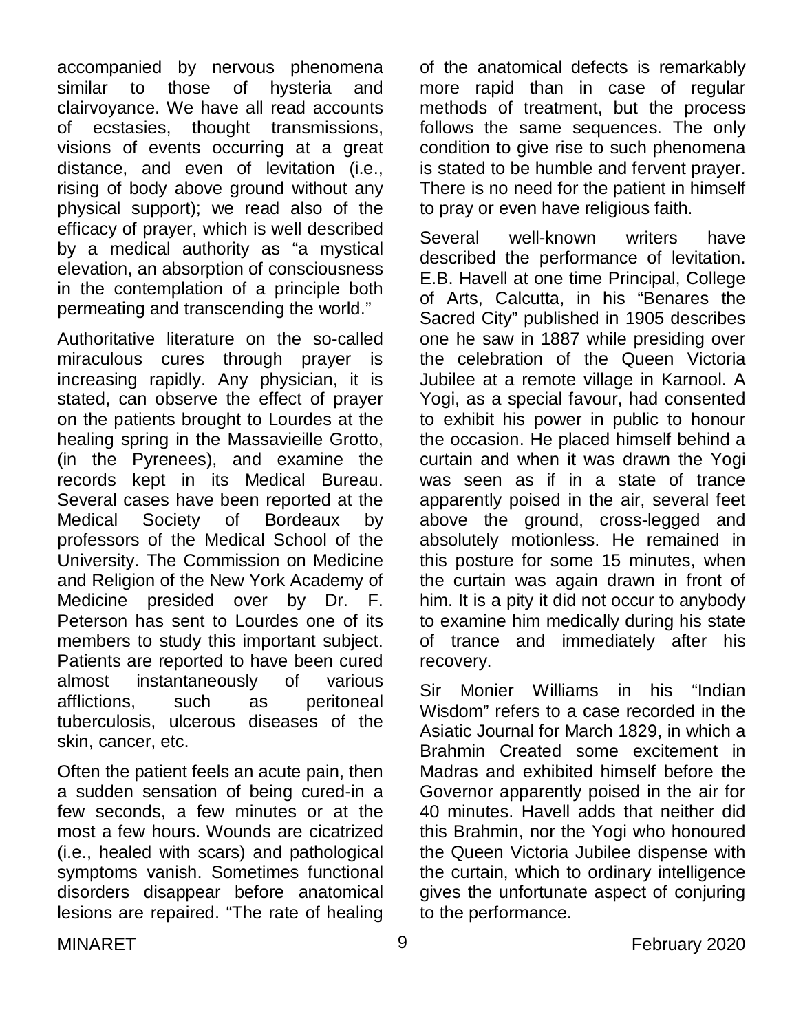accompanied by nervous phenomena similar to those of hysteria and clairvoyance. We have all read accounts of ecstasies, thought transmissions, visions of events occurring at a great distance, and even of levitation (i.e., rising of body above ground without any physical support); we read also of the efficacy of prayer, which is well described by a medical authority as "a mystical elevation, an absorption of consciousness in the contemplation of a principle both permeating and transcending the world."

Authoritative literature on the so-called miraculous cures through prayer is increasing rapidly. Any physician, it is stated, can observe the effect of prayer on the patients brought to Lourdes at the healing spring in the Massavieille Grotto, (in the Pyrenees), and examine the records kept in its Medical Bureau. Several cases have been reported at the Medical Society of Bordeaux by professors of the Medical School of the University. The Commission on Medicine and Religion of the New York Academy of Medicine presided over by Dr. F. Peterson has sent to Lourdes one of its members to study this important subject. Patients are reported to have been cured almost instantaneously of various afflictions, such as peritoneal tuberculosis, ulcerous diseases of the skin, cancer, etc.

Often the patient feels an acute pain, then a sudden sensation of being cured-in a few seconds, a few minutes or at the most a few hours. Wounds are cicatrized (i.e., healed with scars) and pathological symptoms vanish. Sometimes functional disorders disappear before anatomical lesions are repaired. "The rate of healing of the anatomical defects is remarkably more rapid than in case of regular methods of treatment, but the process follows the same sequences. The only condition to give rise to such phenomena is stated to be humble and fervent prayer. There is no need for the patient in himself to pray or even have religious faith.

Several well-known writers have described the performance of levitation. E.B. Havell at one time Principal, College of Arts, Calcutta, in his "Benares the Sacred City" published in 1905 describes one he saw in 1887 while presiding over the celebration of the Queen Victoria Jubilee at a remote village in Karnool. A Yogi, as a special favour, had consented to exhibit his power in public to honour the occasion. He placed himself behind a curtain and when it was drawn the Yogi was seen as if in a state of trance apparently poised in the air, several feet above the ground, cross-legged and absolutely motionless. He remained in this posture for some 15 minutes, when the curtain was again drawn in front of him. It is a pity it did not occur to anybody to examine him medically during his state of trance and immediately after his recovery.

Sir Monier Williams in his "Indian Wisdom" refers to a case recorded in the Asiatic Journal for March 1829, in which a Brahmin Created some excitement in Madras and exhibited himself before the Governor apparently poised in the air for 40 minutes. Havell adds that neither did this Brahmin, nor the Yogi who honoured the Queen Victoria Jubilee dispense with the curtain, which to ordinary intelligence gives the unfortunate aspect of conjuring to the performance.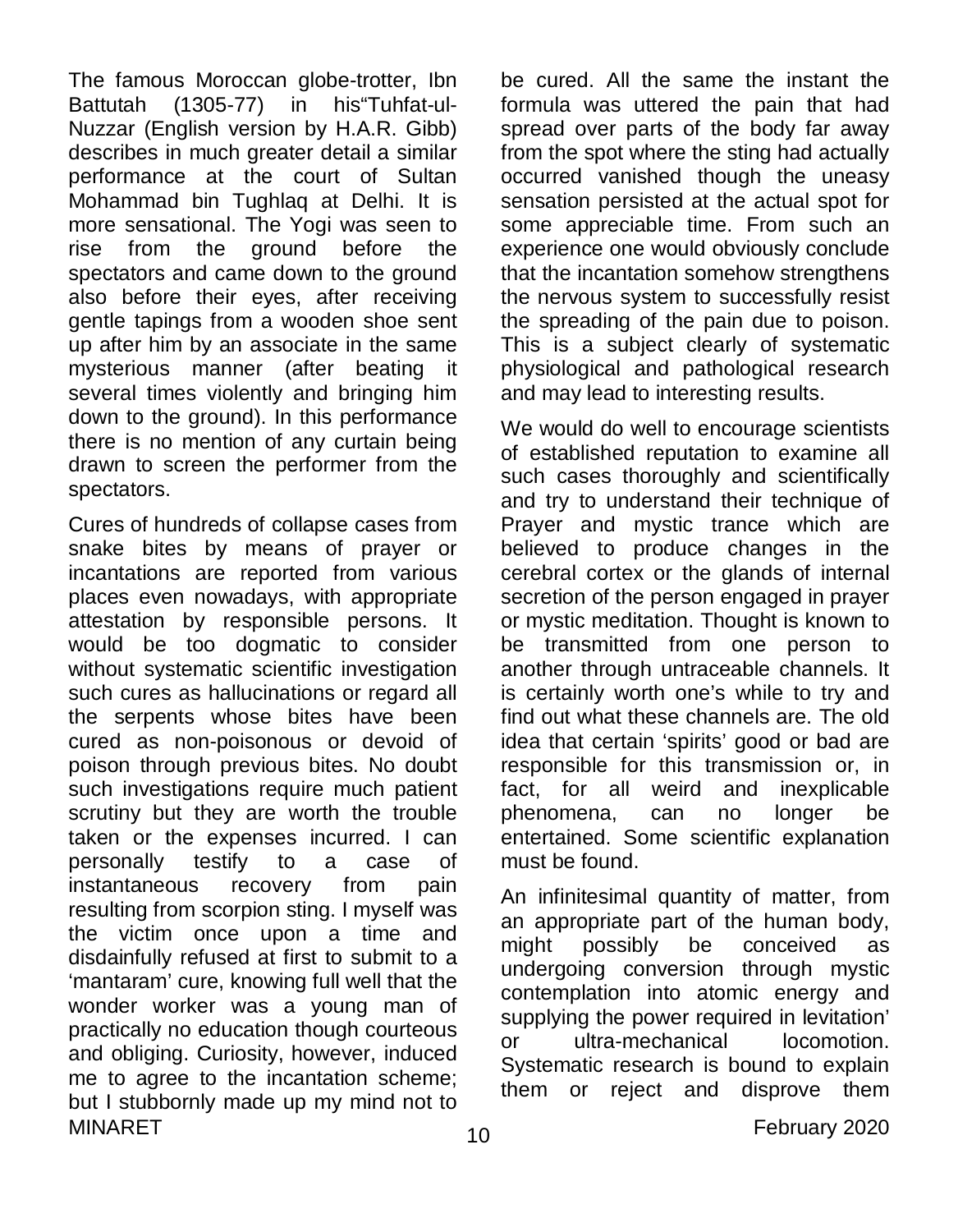The famous Moroccan globe-trotter, Ibn Battutah (1305-77) in his"Tuhfat-ul-Nuzzar (English version by H.A.R. Gibb) describes in much greater detail a similar performance at the court of Sultan Mohammad bin Tughlaq at Delhi. It is more sensational. The Yogi was seen to rise from the ground before the spectators and came down to the ground also before their eyes, after receiving gentle tapings from a wooden shoe sent up after him by an associate in the same mysterious manner (after beating it several times violently and bringing him down to the ground). In this performance there is no mention of any curtain being drawn to screen the performer from the spectators.

Cures of hundreds of collapse cases from snake bites by means of prayer or incantations are reported from various places even nowadays, with appropriate attestation by responsible persons. It would be too dogmatic to consider without systematic scientific investigation such cures as hallucinations or regard all the serpents whose bites have been cured as non-poisonous or devoid of poison through previous bites. No doubt such investigations require much patient scrutiny but they are worth the trouble taken or the expenses incurred. I can personally testify to a case of instantaneous recovery from pain resulting from scorpion sting. I myself was the victim once upon a time and disdainfully refused at first to submit to a 'mantaram' cure, knowing full well that the wonder worker was a young man of practically no education though courteous and obliging. Curiosity, however, induced me to agree to the incantation scheme; but I stubbornly made up my mind not to be cured. All the same the instant the formula was uttered the pain that had spread over parts of the body far away from the spot where the sting had actually occurred vanished though the uneasy sensation persisted at the actual spot for some appreciable time. From such an experience one would obviously conclude that the incantation somehow strengthens the nervous system to successfully resist the spreading of the pain due to poison. This is a subject clearly of systematic physiological and pathological research and may lead to interesting results.

We would do well to encourage scientists of established reputation to examine all such cases thoroughly and scientifically and try to understand their technique of Prayer and mystic trance which are believed to produce changes in the cerebral cortex or the glands of internal secretion of the person engaged in prayer or mystic meditation. Thought is known to be transmitted from one person to another through untraceable channels. It is certainly worth one's while to try and find out what these channels are. The old idea that certain 'spirits' good or bad are responsible for this transmission or, in fact, for all weird and inexplicable phenomena, can no longer be entertained. Some scientific explanation must be found.

An infinitesimal quantity of matter, from an appropriate part of the human body, might possibly be conceived as undergoing conversion through mystic contemplation into atomic energy and supplying the power required in levitation' or ultra-mechanical locomotion. Systematic research is bound to explain them or reject and disprove them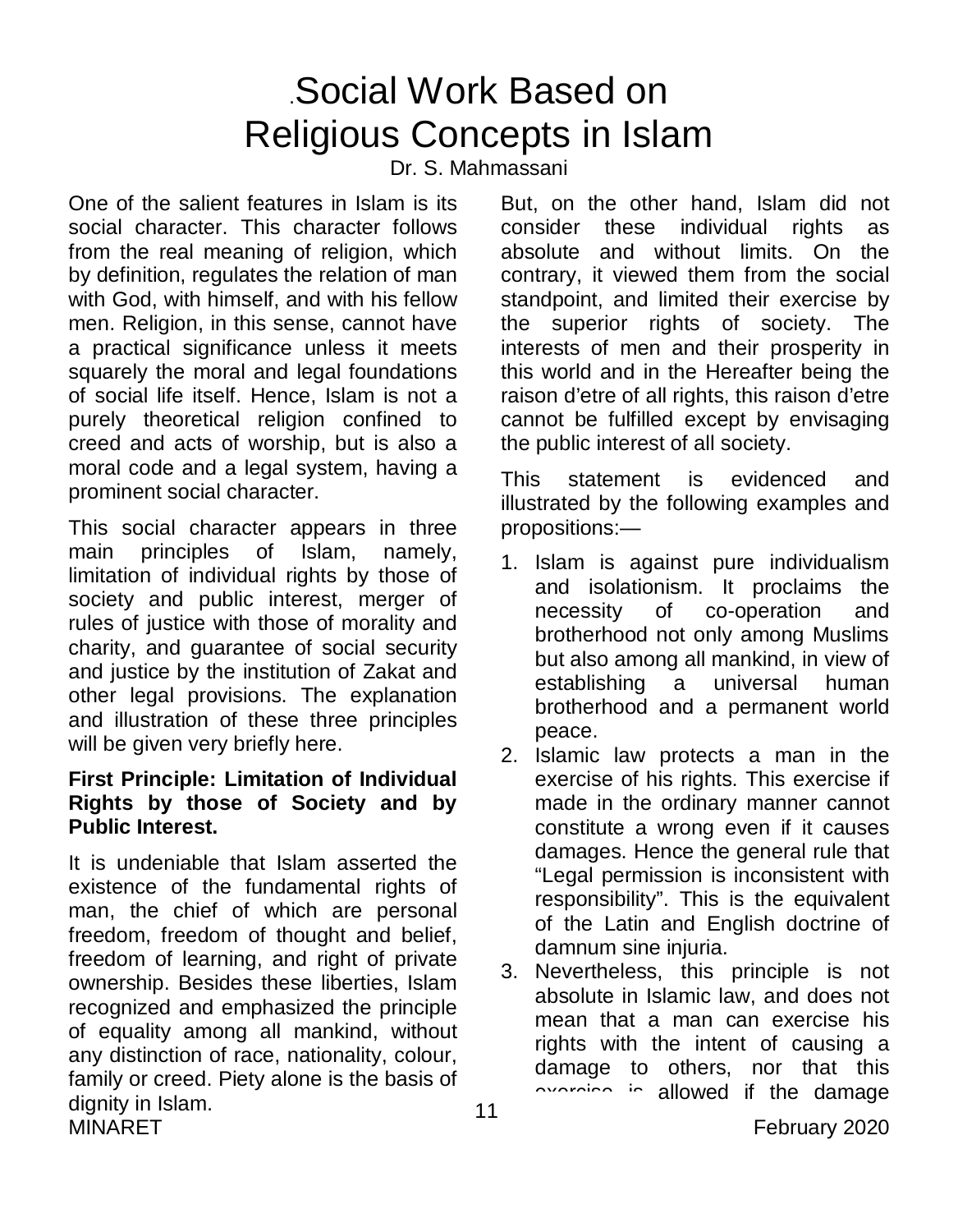# Social Work Based on Religious Concepts in Islam

Dr. S. Mahmassani

One of the salient features in Islam is its social character. This character follows from the real meaning of religion, which by definition, regulates the relation of man with God, with himself, and with his fellow men. Religion, in this sense, cannot have a practical significance unless it meets squarely the moral and legal foundations of social life itself. Hence, Islam is not a purely theoretical religion confined to creed and acts of worship, but is also a moral code and a legal system, having a prominent social character.

This social character appears in three main principles of Islam, namely, limitation of individual rights by those of society and public interest, merger of rules of justice with those of morality and charity, and guarantee of social security and justice by the institution of Zakat and other legal provisions. The explanation and illustration of these three principles will be given very briefly here.

**First Principle: Limitation of Individual Rights by those of Society and by Public Interest.**

It is undeniable that Islam asserted the existence of the fundamental rights of man, the chief of which are personal freedom, freedom of thought and belief, freedom of learning, and right of private ownership. Besides these liberties, Islam recognized and emphasized the principle of equality among all mankind, without any distinction of race, nationality, colour, family or creed. Piety alone is the basis of dignity in Islam.

But, on the other hand, Islam did not consider these individual rights as absolute and without limits. On the contrary, it viewed them from the social standpoint, and limited their exercise by the superior rights of society. The interests of men and their prosperity in this world and in the Hereafter being the raison d'etre of all rights, this raison d'etre cannot be fulfilled except by envisaging the public interest of all society.

This statement is evidenced and illustrated by the following examples and propositions:—

1. Islam is against pure individualism and isolationism. It proclaims the necessity of co-operation and brotherhood not only among Muslims but also among all mankind, in view of establishing a universal human brotherhood and a permanent world peace.
2. Islamic law protects a man in the exercise of his rights. This exercise if made in the ordinary manner cannot constitute a wrong even if it causes damages. Hence the general rule that "Legal permission is inconsistent with responsibility". This is the equivalent of the Latin and English doctrine of damnum sine injuria.
3. Nevertheless, this principle is not absolute in Islamic law, and does not mean that a man can exercise his rights with the intent of causing a damage to others, nor that this exercise is allowed if the damage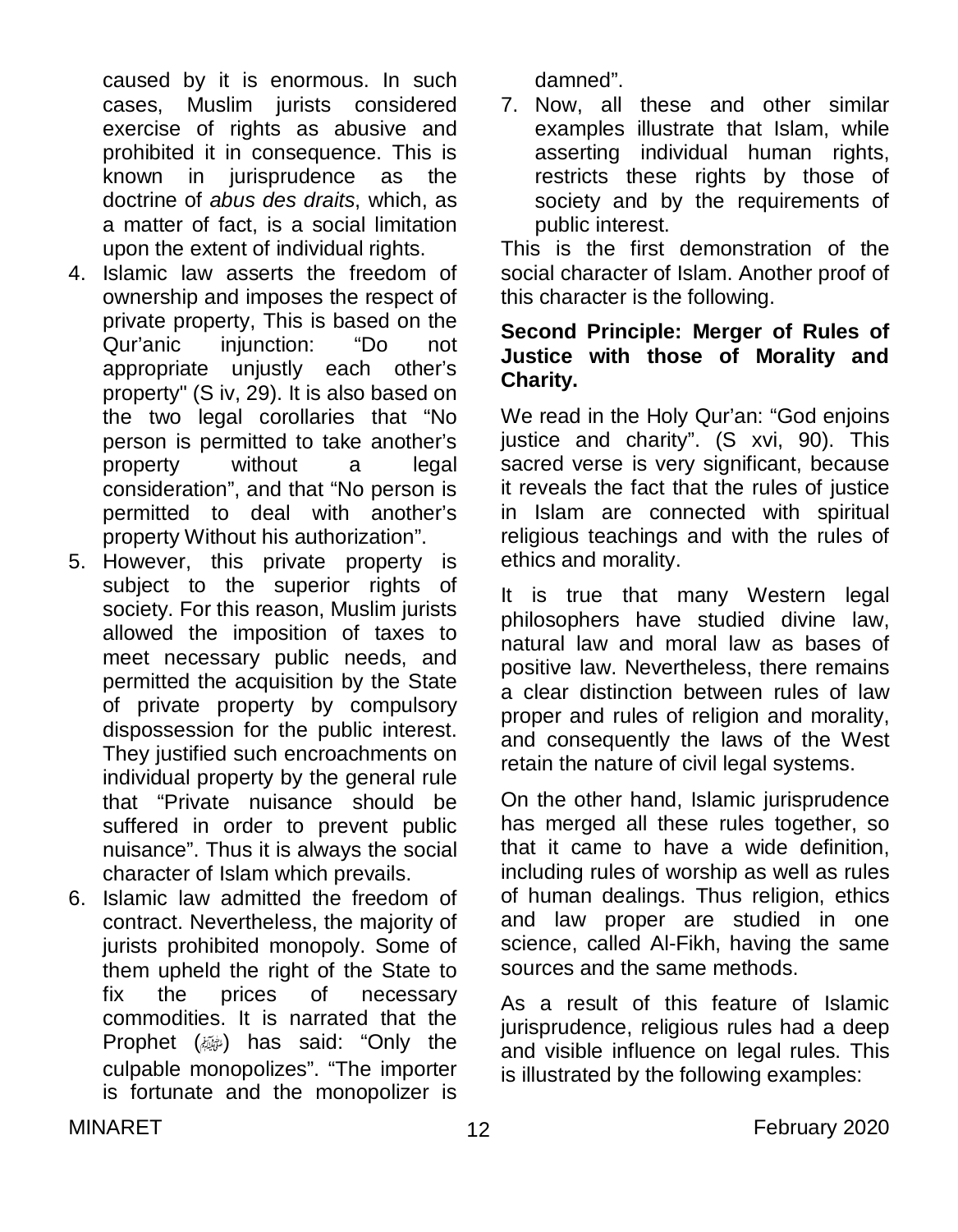caused by it is enormous. In such cases, Muslim jurists considered exercise of rights as abusive and prohibited it in consequence. This is known in jurisprudence as the doctrine of *abus des draits*, which, as a matter of fact, is a social limitation upon the extent of individual rights.

4. Islamic law asserts the freedom of ownership and imposes the respect of private property, This is based on the Qur'anic injunction: "Do not appropriate unjustly each other's property" (S iv, 29). It is also based on the two legal corollaries that "No person is permitted to take another's property without a legal consideration", and that "No person is permitted to deal with another's property Without his authorization".
5. However, this private property is subject to the superior rights of society. For this reason, Muslim jurists allowed the imposition of taxes to meet necessary public needs, and permitted the acquisition by the State of private property by compulsory dispossession for the public interest. They justified such encroachments on individual property by the general rule that "Private nuisance should be suffered in order to prevent public nuisance". Thus it is always the social character of Islam which prevails.
6. Islamic law admitted the freedom of contract. Nevertheless, the majority of jurists prohibited monopoly. Some of them upheld the right of the State to fix the prices of necessary commodities. It is narrated that the Prophet (ﷺ) has said: "Only the culpable monopolizes". "The importer is fortunate and the monopolizer is damned".
7. Now, all these and other similar examples illustrate that Islam, while asserting individual human rights, restricts these rights by those of society and by the requirements of public interest.

This is the first demonstration of the social character of Islam. Another proof of this character is the following.

**Second Principle: Merger of Rules of Justice with those of Morality and Charity.**

We read in the Holy Qur'an: "God enjoins justice and charity". (S xvi, 90). This sacred verse is very significant, because it reveals the fact that the rules of justice in Islam are connected with spiritual religious teachings and with the rules of ethics and morality.

It is true that many Western legal philosophers have studied divine law, natural law and moral law as bases of positive law. Nevertheless, there remains a clear distinction between rules of law proper and rules of religion and morality, and consequently the laws of the West retain the nature of civil legal systems.

On the other hand, Islamic jurisprudence has merged all these rules together, so that it came to have a wide definition, including rules of worship as well as rules of human dealings. Thus religion, ethics and law proper are studied in one science, called Al-Fikh, having the same sources and the same methods.

As a result of this feature of Islamic jurisprudence, religious rules had a deep and visible influence on legal rules. This is illustrated by the following examples: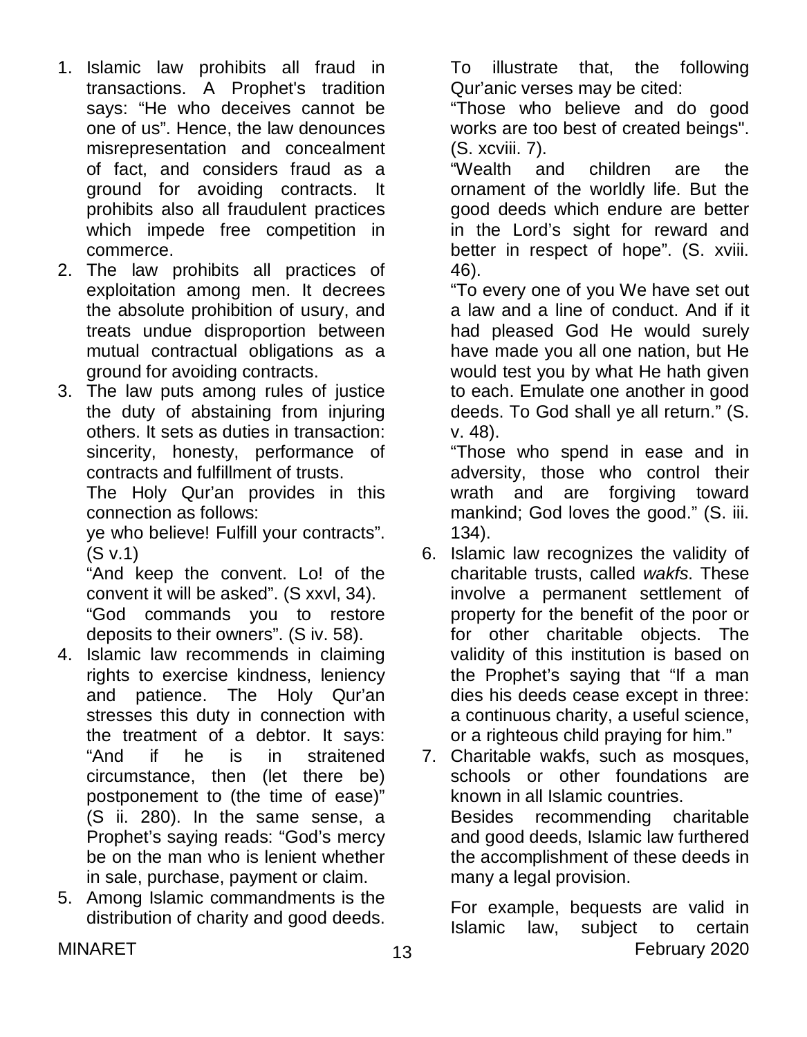1. Islamic law prohibits all fraud in transactions. A Prophet's tradition says: "He who deceives cannot be one of us". Hence, the law denounces misrepresentation and concealment of fact, and considers fraud as a ground for avoiding contracts. It prohibits also all fraudulent practices which impede free competition in commerce.
2. The law prohibits all practices of exploitation among men. It decrees the absolute prohibition of usury, and treats undue disproportion between mutual contractual obligations as a ground for avoiding contracts.
3. The law puts among rules of justice the duty of abstaining from injuring others. It sets as duties in transaction: sincerity, honesty, performance of contracts and fulfillment of trusts.

   The Holy Qur'an provides in this connection as follows:

   ye who believe! Fulfill your contracts". (S v.1)

   "And keep the convent. Lo! of the convent it will be asked". (S xxvl, 34).

   "God commands you to restore deposits to their owners". (S iv. 58).
4. Islamic law recommends in claiming rights to exercise kindness, leniency and patience. The Holy Qur'an stresses this duty in connection with the treatment of a debtor. It says: "And if he is in straitened circumstance, then (let there be) postponement to (the time of ease)" (S ii. 280). In the same sense, a Prophet's saying reads: "God's mercy be on the man who is lenient whether in sale, purchase, payment or claim.
5. Among Islamic commandments is the distribution of charity and good deeds. To illustrate that, the following Qur'anic verses may be cited:

   "Those who believe and do good works are too best of created beings". (S. xcviii. 7).

   "Wealth and children are the ornament of the worldly life. But the good deeds which endure are better in the Lord's sight for reward and better in respect of hope". (S. xviii. 46).

   "To every one of you We have set out a law and a line of conduct. And if it had pleased God He would surely have made you all one nation, but He would test you by what He hath given to each. Emulate one another in good deeds. To God shall ye all return." (S. v. 48).

   "Those who spend in ease and in adversity, those who control their wrath and are forgiving toward mankind; God loves the good." (S. iii. 134).
6. Islamic law recognizes the validity of charitable trusts, called *wakfs*. These involve a permanent settlement of property for the benefit of the poor or for other charitable objects. The validity of this institution is based on the Prophet's saying that "If a man dies his deeds cease except in three: a continuous charity, a useful science, or a righteous child praying for him."
7. Charitable wakfs, such as mosques, schools or other foundations are known in all Islamic countries.

   Besides recommending charitable and good deeds, Islamic law furthered the accomplishment of these deeds in many a legal provision.

   For example, bequests are valid in Islamic law, subject to certain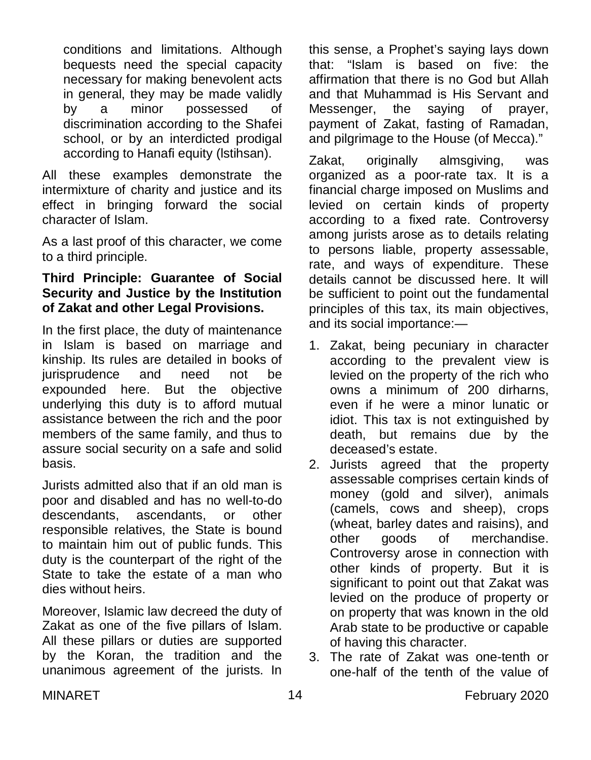conditions and limitations. Although bequests need the special capacity necessary for making benevolent acts in general, they may be made validly by a minor possessed of discrimination according to the Shafei school, or by an interdicted prodigal according to Hanafi equity (lstihsan).

All these examples demonstrate the intermixture of charity and justice and its effect in bringing forward the social character of Islam.

As a last proof of this character, we come to a third principle.

**Third Principle: Guarantee of Social Security and Justice by the Institution of Zakat and other Legal Provisions.**

In the first place, the duty of maintenance in Islam is based on marriage and kinship. Its rules are detailed in books of jurisprudence and need not be expounded here. But the objective underlying this duty is to afford mutual assistance between the rich and the poor members of the same family, and thus to assure social security on a safe and solid basis.

Jurists admitted also that if an old man is poor and disabled and has no well-to-do descendants, ascendants, or other responsible relatives, the State is bound to maintain him out of public funds. This duty is the counterpart of the right of the State to take the estate of a man who dies without heirs.

Moreover, Islamic law decreed the duty of Zakat as one of the five pillars of Islam. All these pillars or duties are supported by the Koran, the tradition and the unanimous agreement of the jurists. In this sense, a Prophet's saying lays down that: "Islam is based on five: the affirmation that there is no God but Allah and that Muhammad is His Servant and Messenger, the saying of prayer, payment of Zakat, fasting of Ramadan, and pilgrimage to the House (of Mecca)."

Zakat, originally almsgiving, was organized as a poor-rate tax. It is a financial charge imposed on Muslims and levied on certain kinds of property according to a fixed rate. Controversy among jurists arose as to details relating to persons liable, property assessable, rate, and ways of expenditure. These details cannot be discussed here. It will be sufficient to point out the fundamental principles of this tax, its main objectives, and its social importance:—

1. Zakat, being pecuniary in character according to the prevalent view is levied on the property of the rich who owns a minimum of 200 dirharns, even if he were a minor lunatic or idiot. This tax is not extinguished by death, but remains due by the deceased's estate.
2. Jurists agreed that the property assessable comprises certain kinds of money (gold and silver), animals (camels, cows and sheep), crops (wheat, barley dates and raisins), and other goods of merchandise. Controversy arose in connection with other kinds of property. But it is significant to point out that Zakat was levied on the produce of property or on property that was known in the old Arab state to be productive or capable of having this character.
3. The rate of Zakat was one-tenth or one-half of the tenth of the value of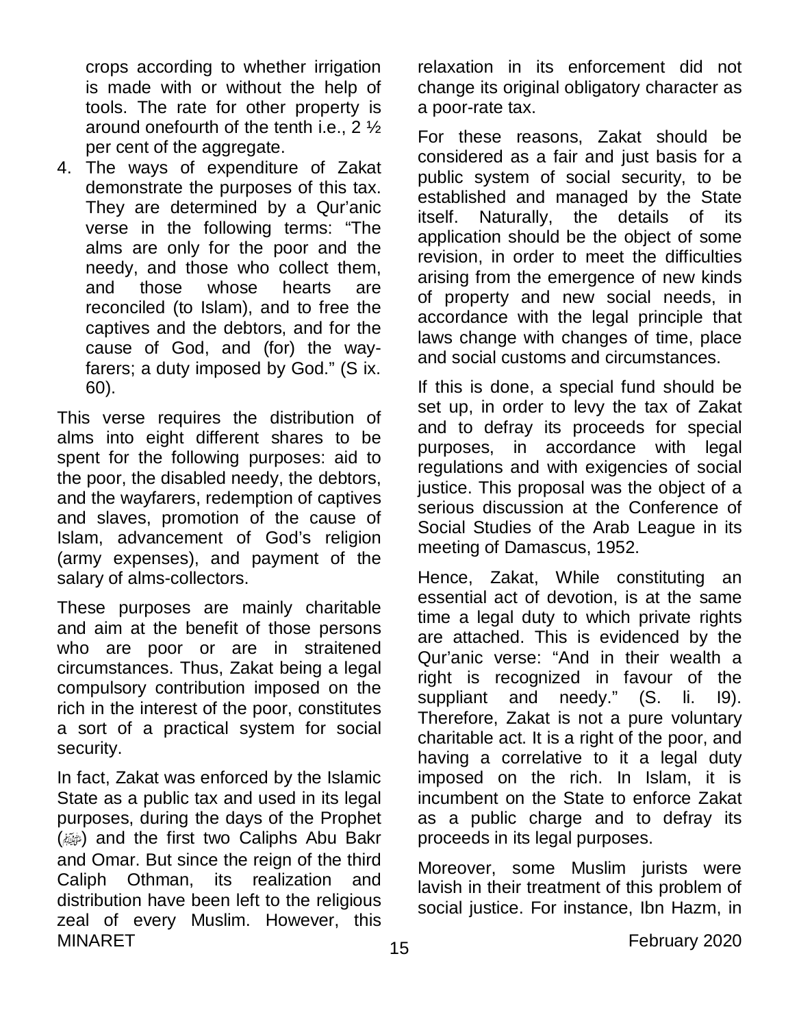crops according to whether irrigation is made with or without the help of tools. The rate for other property is around onefourth of the tenth i.e., 2 ½ per cent of the aggregate.

4. The ways of expenditure of Zakat demonstrate the purposes of this tax. They are determined by a Qur'anic verse in the following terms: "The alms are only for the poor and the needy, and those who collect them, and those whose hearts are reconciled (to Islam), and to free the captives and the debtors, and for the cause of God, and (for) the way-farers; a duty imposed by God." (S ix. 60).

This verse requires the distribution of alms into eight different shares to be spent for the following purposes: aid to the poor, the disabled needy, the debtors, and the wayfarers, redemption of captives and slaves, promotion of the cause of Islam, advancement of God's religion (army expenses), and payment of the salary of alms-collectors.

These purposes are mainly charitable and aim at the benefit of those persons who are poor or are in straitened circumstances. Thus, Zakat being a legal compulsory contribution imposed on the rich in the interest of the poor, constitutes a sort of a practical system for social security.

In fact, Zakat was enforced by the Islamic State as a public tax and used in its legal purposes, during the days of the Prophet (ﷺ) and the first two Caliphs Abu Bakr and Omar. But since the reign of the third Caliph Othman, its realization and distribution have been left to the religious zeal of every Muslim. However, this relaxation in its enforcement did not change its original obligatory character as a poor-rate tax.

For these reasons, Zakat should be considered as a fair and just basis for a public system of social security, to be established and managed by the State itself. Naturally, the details of its application should be the object of some revision, in order to meet the difficulties arising from the emergence of new kinds of property and new social needs, in accordance with the legal principle that laws change with changes of time, place and social customs and circumstances.

If this is done, a special fund should be set up, in order to levy the tax of Zakat and to defray its proceeds for special purposes, in accordance with legal regulations and with exigencies of social justice. This proposal was the object of a serious discussion at the Conference of Social Studies of the Arab League in its meeting of Damascus, 1952.

Hence, Zakat, While constituting an essential act of devotion, is at the same time a legal duty to which private rights are attached. This is evidenced by the Qur'anic verse: "And in their wealth a right is recognized in favour of the suppliant and needy." (S. li. I9). Therefore, Zakat is not a pure voluntary charitable act. It is a right of the poor, and having a correlative to it a legal duty imposed on the rich. In Islam, it is incumbent on the State to enforce Zakat as a public charge and to defray its proceeds in its legal purposes.

Moreover, some Muslim jurists were lavish in their treatment of this problem of social justice. For instance, Ibn Hazm, in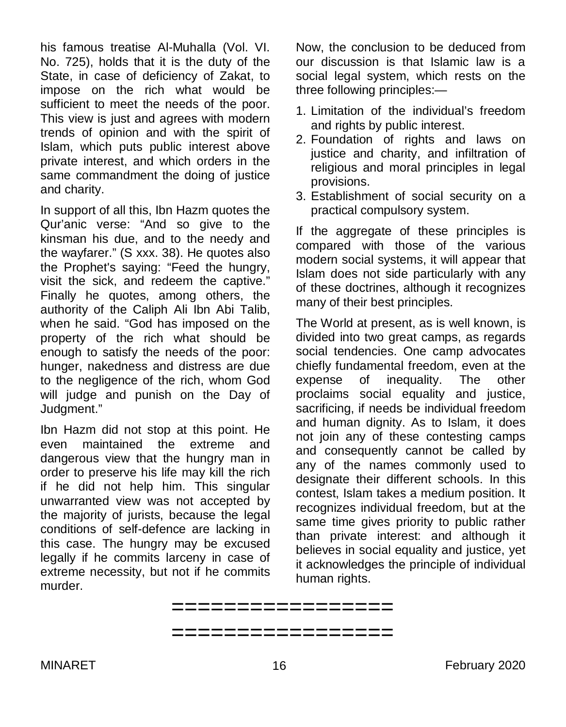his famous treatise Al-Muhalla (Vol. VI. No. 725), holds that it is the duty of the State, in case of deficiency of Zakat, to impose on the rich what would be sufficient to meet the needs of the poor. This view is just and agrees with modern trends of opinion and with the spirit of Islam, which puts public interest above private interest, and which orders in the same commandment the doing of justice and charity.

In support of all this, Ibn Hazm quotes the Qur'anic verse: "And so give to the kinsman his due, and to the needy and the wayfarer." (S xxx. 38). He quotes also the Prophet's saying: "Feed the hungry, visit the sick, and redeem the captive." Finally he quotes, among others, the authority of the Caliph Ali Ibn Abi Talib, when he said. "God has imposed on the property of the rich what should be enough to satisfy the needs of the poor: hunger, nakedness and distress are due to the negligence of the rich, whom God will judge and punish on the Day of Judgment."

Ibn Hazm did not stop at this point. He even maintained the extreme and dangerous view that the hungry man in order to preserve his life may kill the rich if he did not help him. This singular unwarranted view was not accepted by the majority of jurists, because the legal conditions of self-defence are lacking in this case. The hungry may be excused legally if he commits larceny in case of extreme necessity, but not if he commits murder.

Now, the conclusion to be deduced from our discussion is that Islamic law is a social legal system, which rests on the three following principles:—

1. Limitation of the individual's freedom and rights by public interest.
2. Foundation of rights and laws on justice and charity, and infiltration of religious and moral principles in legal provisions.
3. Establishment of social security on a practical compulsory system.

If the aggregate of these principles is compared with those of the various modern social systems, it will appear that Islam does not side particularly with any of these doctrines, although it recognizes many of their best principles.

The World at present, as is well known, is divided into two great camps, as regards social tendencies. One camp advocates chiefly fundamental freedom, even at the expense of inequality. The other proclaims social equality and justice, sacrificing, if needs be individual freedom and human dignity. As to Islam, it does not join any of these contesting camps and consequently cannot be called by any of the names commonly used to designate their different schools. In this contest, Islam takes a medium position. It recognizes individual freedom, but at the same time gives priority to public rather than private interest: and although it believes in social equality and justice, yet it acknowledges the principle of individual human rights.

================

================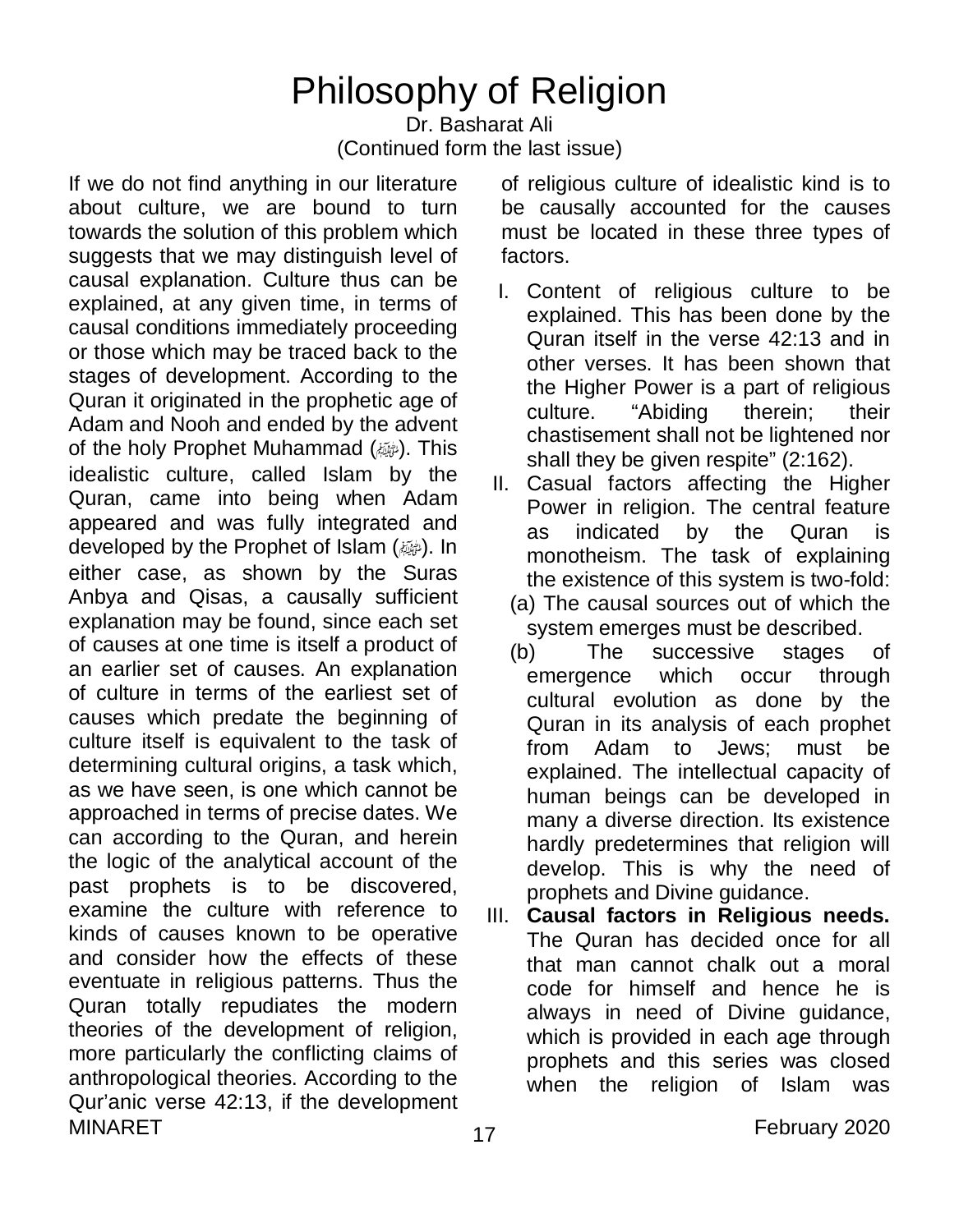# Philosophy of Religion

Dr. Basharat Ali

(Continued form the last issue)

If we do not find anything in our literature about culture, we are bound to turn towards the solution of this problem which suggests that we may distinguish level of causal explanation. Culture thus can be explained, at any given time, in terms of causal conditions immediately proceeding or those which may be traced back to the stages of development. According to the Quran it originated in the prophetic age of Adam and Nooh and ended by the advent of the holy Prophet Muhammad (ﷺ). This idealistic culture, called Islam by the Quran, came into being when Adam appeared and was fully integrated and developed by the Prophet of Islam (ﷺ). In either case, as shown by the Suras Anbya and Qisas, a causally sufficient explanation may be found, since each set of causes at one time is itself a product of an earlier set of causes. An explanation of culture in terms of the earliest set of causes which predate the beginning of culture itself is equivalent to the task of determining cultural origins, a task which, as we have seen, is one which cannot be approached in terms of precise dates. We can according to the Quran, and herein the logic of the analytical account of the past prophets is to be discovered, examine the culture with reference to kinds of causes known to be operative and consider how the effects of these eventuate in religious patterns. Thus the Quran totally repudiates the modern theories of the development of religion, more particularly the conflicting claims of anthropological theories. According to the Qur'anic verse 42:13, if the development of religious culture of idealistic kind is to be causally accounted for the causes must be located in these three types of factors.

I. Content of religious culture to be explained. This has been done by the Quran itself in the verse 42:13 and in other verses. It has been shown that the Higher Power is a part of religious culture. "Abiding therein; their chastisement shall not be lightened nor shall they be given respite" (2:162).

II. Casual factors affecting the Higher Power in religion. The central feature as indicated by the Quran is monotheism. The task of explaining the existence of this system is two-fold:
   (a) The causal sources out of which the system emerges must be described.
   (b) The successive stages of emergence which occur through cultural evolution as done by the Quran in its analysis of each prophet from Adam to Jews; must be explained. The intellectual capacity of human beings can be developed in many a diverse direction. Its existence hardly predetermines that religion will develop. This is why the need of prophets and Divine guidance.

III. **Causal factors in Religious needs.** The Quran has decided once for all that man cannot chalk out a moral code for himself and hence he is always in need of Divine guidance, which is provided in each age through prophets and this series was closed when the religion of Islam was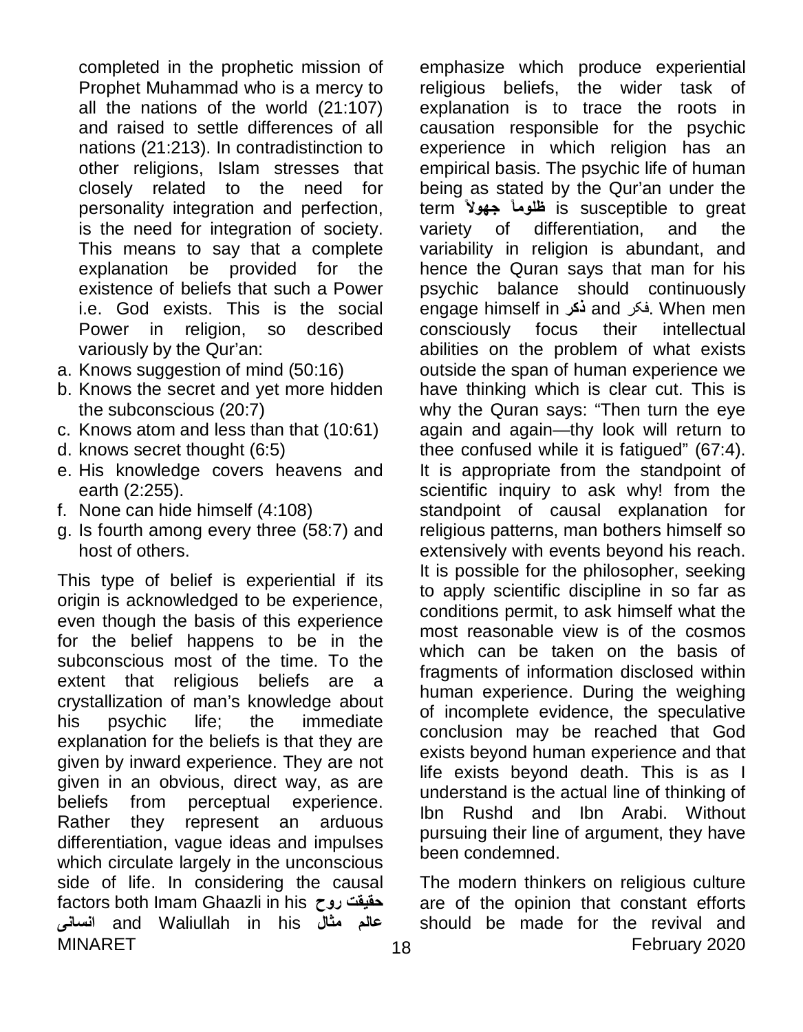completed in the prophetic mission of Prophet Muhammad who is a mercy to all the nations of the world (21:107) and raised to settle differences of all nations (21:213). In contradistinction to other religions, Islam stresses that closely related to the need for personality integration and perfection, is the need for integration of society. This means to say that a complete explanation be provided for the existence of beliefs that such a Power i.e. God exists. This is the social Power in religion, so described variously by the Qur'an:

a. Knows suggestion of mind (50:16)
b. Knows the secret and yet more hidden the subconscious (20:7)
c. Knows atom and less than that (10:61)
d. knows secret thought (6:5)
e. His knowledge covers heavens and earth (2:255).
f. None can hide himself (4:108)
g. Is fourth among every three (58:7) and host of others.

This type of belief is experiential if its origin is acknowledged to be experience, even though the basis of this experience for the belief happens to be in the subconscious most of the time. To the extent that religious beliefs are a crystallization of man's knowledge about his psychic life; the immediate explanation for the beliefs is that they are given by inward experience. They are not given in an obvious, direct way, as are beliefs from perceptual experience. Rather they represent an arduous differentiation, vague ideas and impulses which circulate largely in the unconscious side of life. In considering the causal factors both Imam Ghaazli in his **حقیقت روح انسانی** and Waliullah in his **عالم مثال** emphasize which produce experiential religious beliefs, the wider task of explanation is to trace the roots in causation responsible for the psychic experience in which religion has an empirical basis. The psychic life of human being as stated by the Qur'an under the term **ظلوماً جهولاً** is susceptible to great variety of differentiation, and the variability in religion is abundant, and hence the Quran says that man for his psychic balance should continuously engage himself in **ذکر** and فکر. When men consciously focus their intellectual abilities on the problem of what exists outside the span of human experience we have thinking which is clear cut. This is why the Quran says: "Then turn the eye again and again—thy look will return to thee confused while it is fatigued" (67:4). It is appropriate from the standpoint of scientific inquiry to ask why! from the standpoint of causal explanation for religious patterns, man bothers himself so extensively with events beyond his reach. It is possible for the philosopher, seeking to apply scientific discipline in so far as conditions permit, to ask himself what the most reasonable view is of the cosmos which can be taken on the basis of fragments of information disclosed within human experience. During the weighing of incomplete evidence, the speculative conclusion may be reached that God exists beyond human experience and that life exists beyond death. This is as I understand is the actual line of thinking of Ibn Rushd and Ibn Arabi. Without pursuing their line of argument, they have been condemned.

The modern thinkers on religious culture are of the opinion that constant efforts should be made for the revival and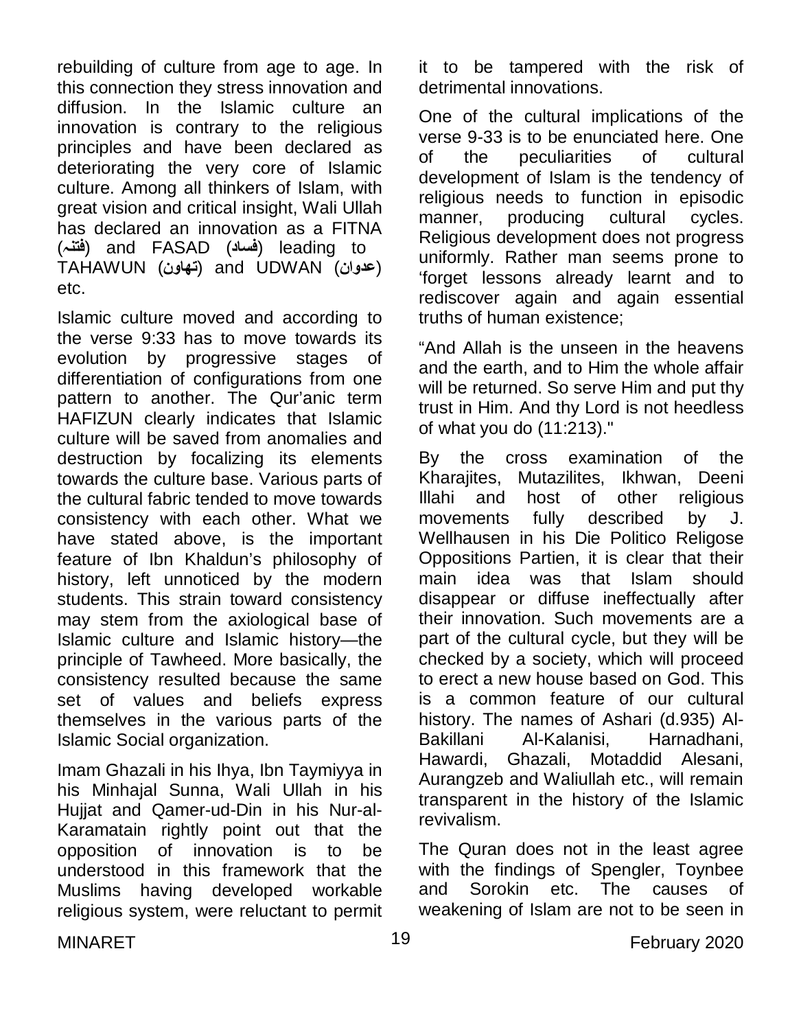rebuilding of culture from age to age. In this connection they stress innovation and diffusion. In the Islamic culture an innovation is contrary to the religious principles and have been declared as deteriorating the very core of Islamic culture. Among all thinkers of Islam, with great vision and critical insight, Wali Ullah has declared an innovation as a FITNA (فتنہ) and FASAD (فساد) leading to TAHAWUN (تهاون) and UDWAN (عدوان) etc.

Islamic culture moved and according to the verse 9:33 has to move towards its evolution by progressive stages of differentiation of configurations from one pattern to another. The Qur'anic term HAFIZUN clearly indicates that Islamic culture will be saved from anomalies and destruction by focalizing its elements towards the culture base. Various parts of the cultural fabric tended to move towards consistency with each other. What we have stated above, is the important feature of Ibn Khaldun's philosophy of history, left unnoticed by the modern students. This strain toward consistency may stem from the axiological base of Islamic culture and Islamic history—the principle of Tawheed. More basically, the consistency resulted because the same set of values and beliefs express themselves in the various parts of the Islamic Social organization.

Imam Ghazali in his Ihya, Ibn Taymiyya in his Minhajal Sunna, Wali Ullah in his Hujjat and Qamer-ud-Din in his Nur-al-Karamatain rightly point out that the opposition of innovation is to be understood in this framework that the Muslims having developed workable religious system, were reluctant to permit it to be tampered with the risk of detrimental innovations.

One of the cultural implications of the verse 9-33 is to be enunciated here. One of the peculiarities of cultural development of Islam is the tendency of religious needs to function in episodic manner, producing cultural cycles. Religious development does not progress uniformly. Rather man seems prone to 'forget lessons already learnt and to rediscover again and again essential truths of human existence;

"And Allah is the unseen in the heavens and the earth, and to Him the whole affair will be returned. So serve Him and put thy trust in Him. And thy Lord is not heedless of what you do (11:213)."

By the cross examination of the Kharajites, Mutazilites, Ikhwan, Deeni Illahi and host of other religious movements fully described by J. Wellhausen in his Die Politico Religose Oppositions Partien, it is clear that their main idea was that Islam should disappear or diffuse ineffectually after their innovation. Such movements are a part of the cultural cycle, but they will be checked by a society, which will proceed to erect a new house based on God. This is a common feature of our cultural history. The names of Ashari (d.935) Al-Bakillani Al-Kalanisi, Harnadhani, Hawardi, Ghazali, Motaddid Alesani, Aurangzeb and Waliullah etc., will remain transparent in the history of the Islamic revivalism.

The Quran does not in the least agree with the findings of Spengler, Toynbee and Sorokin etc. The causes of weakening of Islam are not to be seen in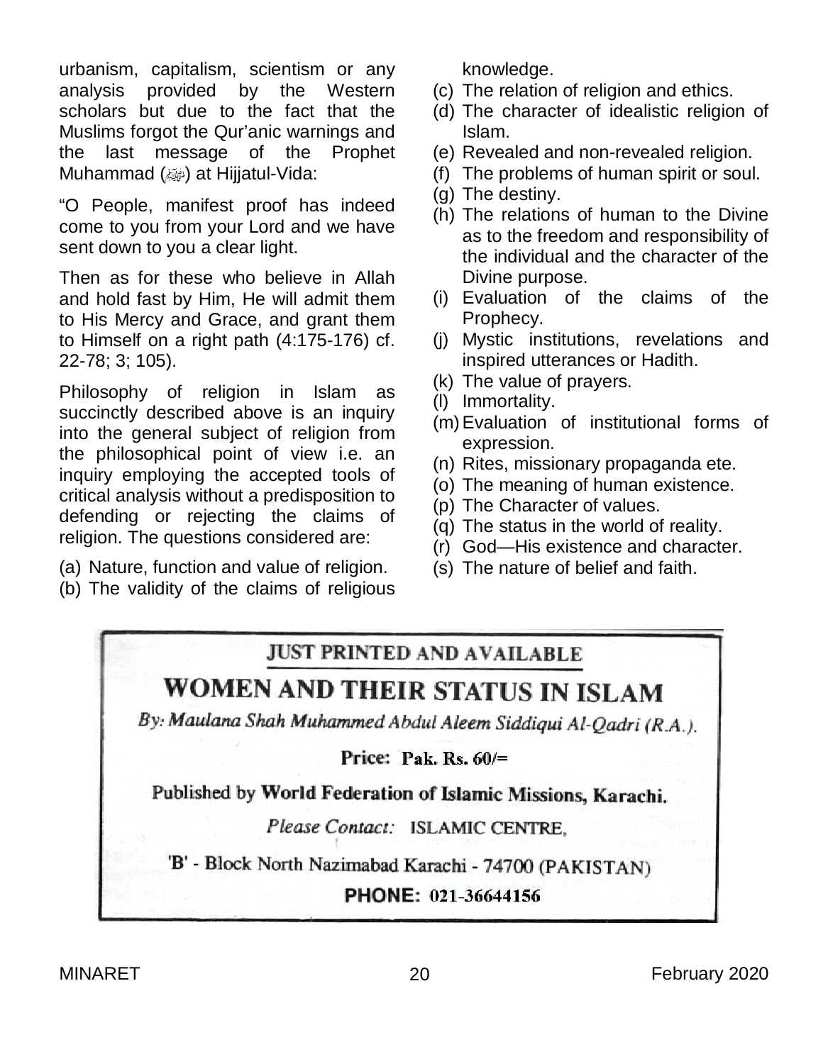urbanism, capitalism, scientism or any analysis provided by the Western scholars but due to the fact that the Muslims forgot the Qur'anic warnings and the last message of the Prophet Muhammad (ﷺ) at Hijjatul-Vida:

"O People, manifest proof has indeed come to you from your Lord and we have sent down to you a clear light.

Then as for these who believe in Allah and hold fast by Him, He will admit them to His Mercy and Grace, and grant them to Himself on a right path (4:175-176) cf. 22-78; 3; 105).

Philosophy of religion in Islam as succinctly described above is an inquiry into the general subject of religion from the philosophical point of view i.e. an inquiry employing the accepted tools of critical analysis without a predisposition to defending or rejecting the claims of religion. The questions considered are:

(a) Nature, function and value of religion.
(b) The validity of the claims of religious knowledge.
(c) The relation of religion and ethics.
(d) The character of idealistic religion of Islam.
(e) Revealed and non-revealed religion.
(f) The problems of human spirit or soul.
(g) The destiny.
(h) The relations of human to the Divine as to the freedom and responsibility of the individual and the character of the Divine purpose.
(i) Evaluation of the claims of the Prophecy.
(j) Mystic institutions, revelations and inspired utterances or Hadith.
(k) The value of prayers.
(l) Immortality.
(m) Evaluation of institutional forms of expression.
(n) Rites, missionary propaganda ete.
(o) The meaning of human existence.
(p) The Character of values.
(q) The status in the world of reality.
(r) God—His existence and character.
(s) The nature of belief and faith.

---

**JUST PRINTED AND AVAILABLE**

# WOMEN AND THEIR STATUS IN ISLAM

*By: Maulana Shah Muhammed Abdul Aleem Siddiqui Al-Qadri (R.A.).*

**Price: Pak. Rs. 60/=**

Published by **World Federation of Islamic Missions, Karachi.**

*Please Contact:* ISLAMIC CENTRE,

'B' - Block North Nazimabad Karachi - 74700 (PAKISTAN)

**PHONE: 021-36644156**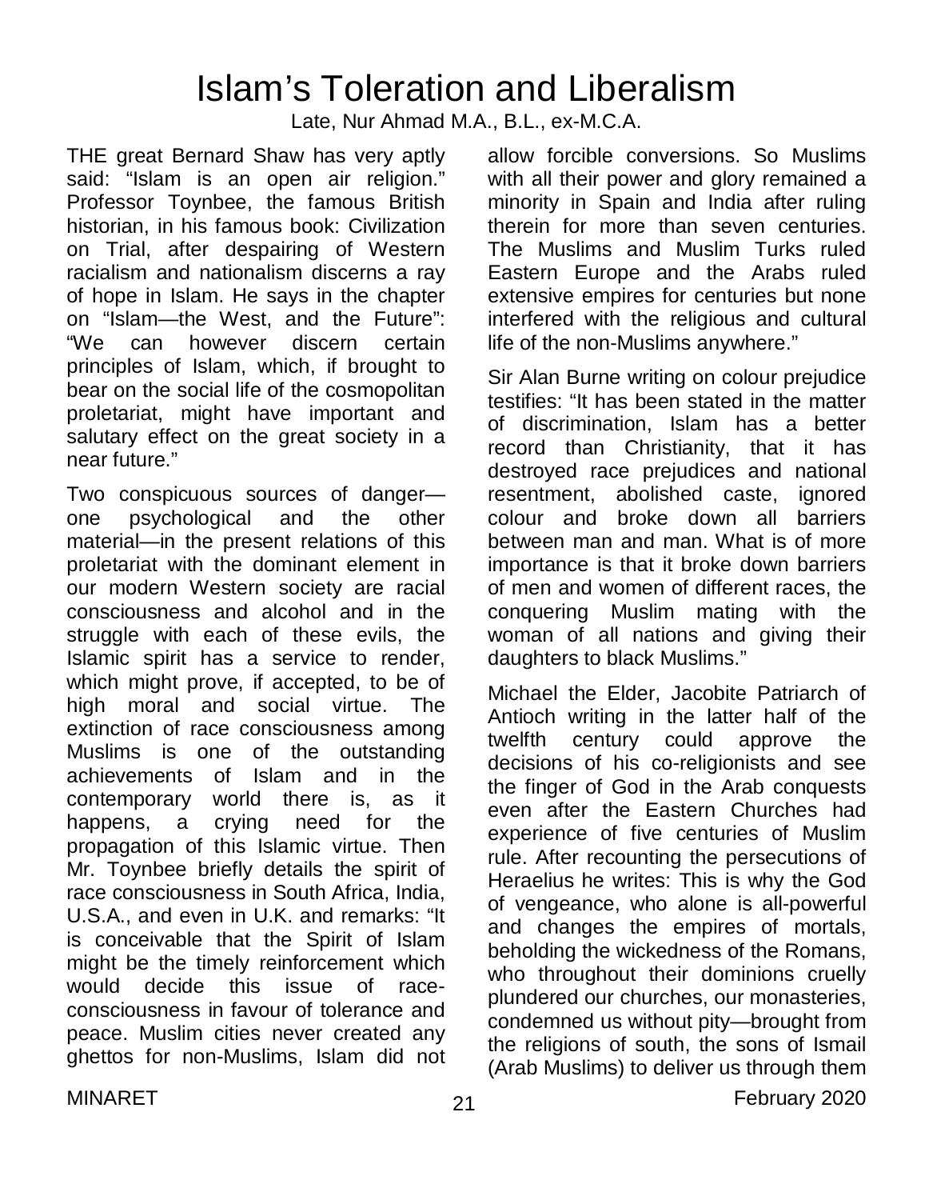# Islam's Toleration and Liberalism

Late, Nur Ahmad M.A., B.L., ex-M.C.A.

THE great Bernard Shaw has very aptly said: "Islam is an open air religion." Professor Toynbee, the famous British historian, in his famous book: Civilization on Trial, after despairing of Western racialism and nationalism discerns a ray of hope in Islam. He says in the chapter on "Islam—the West, and the Future": "We can however discern certain principles of Islam, which, if brought to bear on the social life of the cosmopolitan proletariat, might have important and salutary effect on the great society in a near future."

Two conspicuous sources of danger—one psychological and the other material—in the present relations of this proletariat with the dominant element in our modern Western society are racial consciousness and alcohol and in the struggle with each of these evils, the Islamic spirit has a service to render, which might prove, if accepted, to be of high moral and social virtue. The extinction of race consciousness among Muslims is one of the outstanding achievements of Islam and in the contemporary world there is, as it happens, a crying need for the propagation of this Islamic virtue. Then Mr. Toynbee briefly details the spirit of race consciousness in South Africa, India, U.S.A., and even in U.K. and remarks: "It is conceivable that the Spirit of Islam might be the timely reinforcement which would decide this issue of race-consciousness in favour of tolerance and peace. Muslim cities never created any ghettos for non-Muslims, Islam did not allow forcible conversions. So Muslims with all their power and glory remained a minority in Spain and India after ruling therein for more than seven centuries. The Muslims and Muslim Turks ruled Eastern Europe and the Arabs ruled extensive empires for centuries but none interfered with the religious and cultural life of the non-Muslims anywhere."

Sir Alan Burne writing on colour prejudice testifies: "It has been stated in the matter of discrimination, Islam has a better record than Christianity, that it has destroyed race prejudices and national resentment, abolished caste, ignored colour and broke down all barriers between man and man. What is of more importance is that it broke down barriers of men and women of different races, the conquering Muslim mating with the woman of all nations and giving their daughters to black Muslims."

Michael the Elder, Jacobite Patriarch of Antioch writing in the latter half of the twelfth century could approve the decisions of his co-religionists and see the finger of God in the Arab conquests even after the Eastern Churches had experience of five centuries of Muslim rule. After recounting the persecutions of Heraelius he writes: This is why the God of vengeance, who alone is all-powerful and changes the empires of mortals, beholding the wickedness of the Romans, who throughout their dominions cruelly plundered our churches, our monasteries, condemned us without pity—brought from the religions of south, the sons of Ismail (Arab Muslims) to deliver us through them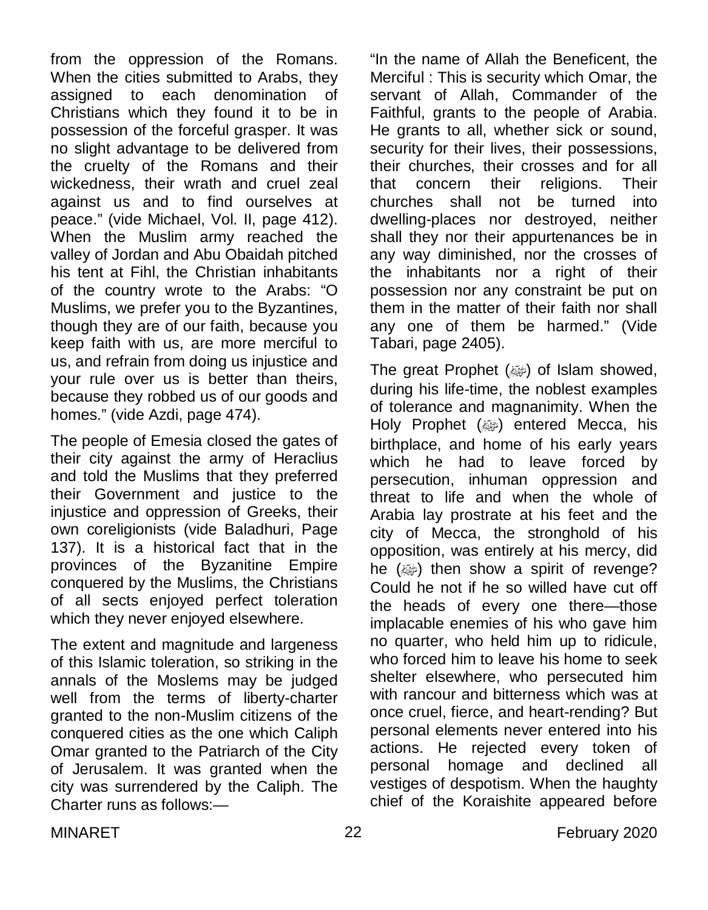from the oppression of the Romans. When the cities submitted to Arabs, they assigned to each denomination of Christians which they found it to be in possession of the forceful grasper. It was no slight advantage to be delivered from the cruelty of the Romans and their wickedness, their wrath and cruel zeal against us and to find ourselves at peace." (vide Michael, Vol. II, page 412). When the Muslim army reached the valley of Jordan and Abu Obaidah pitched his tent at Fihl, the Christian inhabitants of the country wrote to the Arabs: "O Muslims, we prefer you to the Byzantines, though they are of our faith, because you keep faith with us, are more merciful to us, and refrain from doing us injustice and your rule over us is better than theirs, because they robbed us of our goods and homes." (vide Azdi, page 474).

The people of Emesia closed the gates of their city against the army of Heraclius and told the Muslims that they preferred their Government and justice to the injustice and oppression of Greeks, their own coreligionists (vide Baladhuri, Page 137). It is a historical fact that in the provinces of the Byzanitine Empire conquered by the Muslims, the Christians of all sects enjoyed perfect toleration which they never enjoyed elsewhere.

The extent and magnitude and largeness of this Islamic toleration, so striking in the annals of the Moslems may be judged well from the terms of liberty-charter granted to the non-Muslim citizens of the conquered cities as the one which Caliph Omar granted to the Patriarch of the City of Jerusalem. It was granted when the city was surrendered by the Caliph. The Charter runs as follows:—

"In the name of Allah the Beneficent, the Merciful : This is security which Omar, the servant of Allah, Commander of the Faithful, grants to the people of Arabia. He grants to all, whether sick or sound, security for their lives, their possessions, their churches, their crosses and for all that concern their religions. Their churches shall not be turned into dwelling-places nor destroyed, neither shall they nor their appurtenances be in any way diminished, nor the crosses of the inhabitants nor a right of their possession nor any constraint be put on them in the matter of their faith nor shall any one of them be harmed." (Vide Tabari, page 2405).

The great Prophet (ﷺ) of Islam showed, during his life-time, the noblest examples of tolerance and magnanimity. When the Holy Prophet (ﷺ) entered Mecca, his birthplace, and home of his early years which he had to leave forced by persecution, inhuman oppression and threat to life and when the whole of Arabia lay prostrate at his feet and the city of Mecca, the stronghold of his opposition, was entirely at his mercy, did he (ﷺ) then show a spirit of revenge? Could he not if he so willed have cut off the heads of every one there—those implacable enemies of his who gave him no quarter, who held him up to ridicule, who forced him to leave his home to seek shelter elsewhere, who persecuted him with rancour and bitterness which was at once cruel, fierce, and heart-rending? But personal elements never entered into his actions. He rejected every token of personal homage and declined all vestiges of despotism. When the haughty chief of the Koraishite appeared before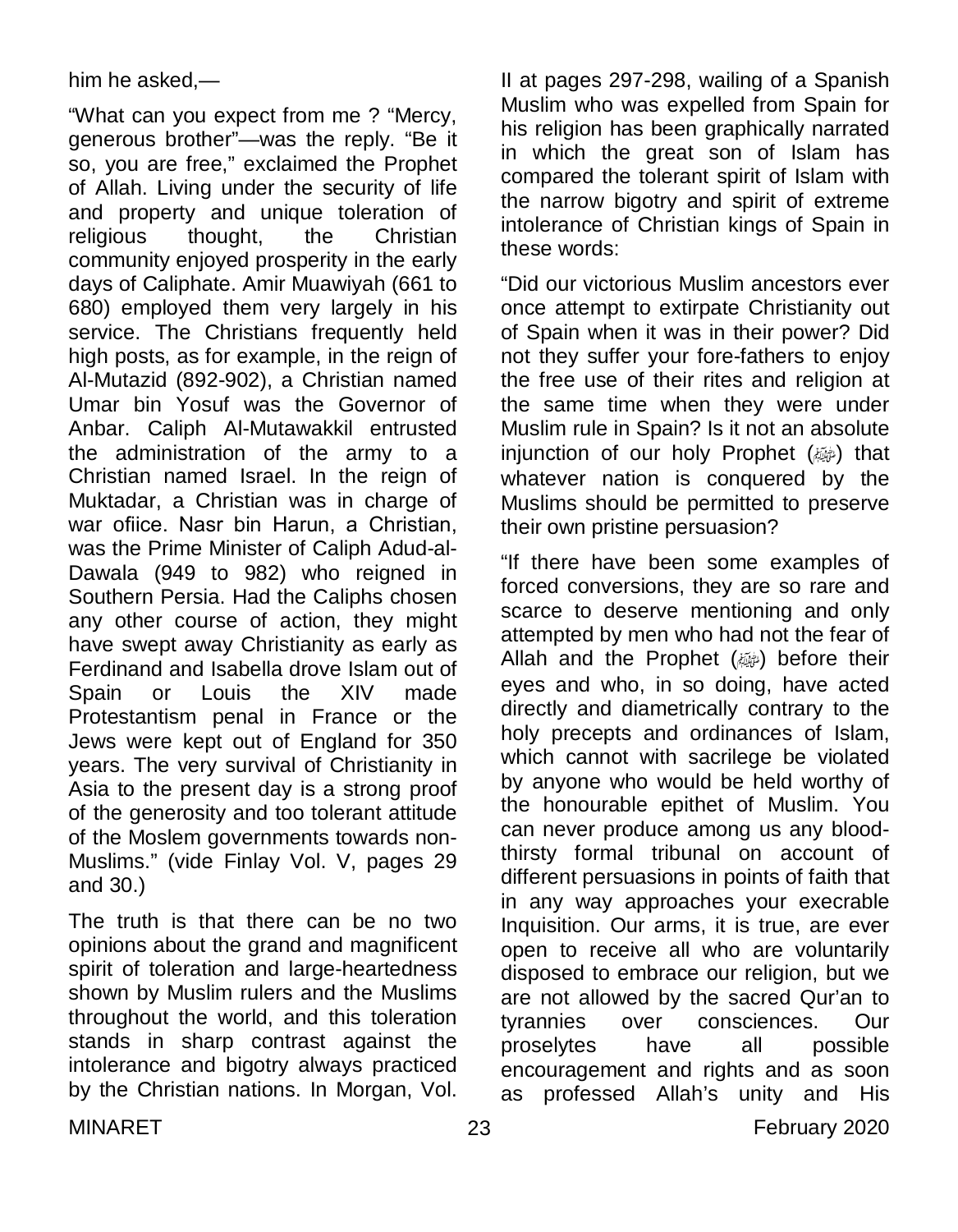him he asked,—

"What can you expect from me ? "Mercy, generous brother"—was the reply. "Be it so, you are free," exclaimed the Prophet of Allah. Living under the security of life and property and unique toleration of religious thought, the Christian community enjoyed prosperity in the early days of Caliphate. Amir Muawiyah (661 to 680) employed them very largely in his service. The Christians frequently held high posts, as for example, in the reign of Al-Mutazid (892-902), a Christian named Umar bin Yosuf was the Governor of Anbar. Caliph Al-Mutawakkil entrusted the administration of the army to a Christian named Israel. In the reign of Muktadar, a Christian was in charge of war ofiice. Nasr bin Harun, a Christian, was the Prime Minister of Caliph Adud-al-Dawala (949 to 982) who reigned in Southern Persia. Had the Caliphs chosen any other course of action, they might have swept away Christianity as early as Ferdinand and Isabella drove Islam out of Spain or Louis the XIV made Protestantism penal in France or the Jews were kept out of England for 350 years. The very survival of Christianity in Asia to the present day is a strong proof of the generosity and too tolerant attitude of the Moslem governments towards non-Muslims." (vide Finlay Vol. V, pages 29 and 30.)

The truth is that there can be no two opinions about the grand and magnificent spirit of toleration and large-heartedness shown by Muslim rulers and the Muslims throughout the world, and this toleration stands in sharp contrast against the intolerance and bigotry always practiced by the Christian nations. In Morgan, Vol. II at pages 297-298, wailing of a Spanish Muslim who was expelled from Spain for his religion has been graphically narrated in which the great son of Islam has compared the tolerant spirit of Islam with the narrow bigotry and spirit of extreme intolerance of Christian kings of Spain in these words:

"Did our victorious Muslim ancestors ever once attempt to extirpate Christianity out of Spain when it was in their power? Did not they suffer your fore-fathers to enjoy the free use of their rites and religion at the same time when they were under Muslim rule in Spain? Is it not an absolute injunction of our holy Prophet (ﷺ) that whatever nation is conquered by the Muslims should be permitted to preserve their own pristine persuasion?

"If there have been some examples of forced conversions, they are so rare and scarce to deserve mentioning and only attempted by men who had not the fear of Allah and the Prophet (ﷺ) before their eyes and who, in so doing, have acted directly and diametrically contrary to the holy precepts and ordinances of Islam, which cannot with sacrilege be violated by anyone who would be held worthy of the honourable epithet of Muslim. You can never produce among us any blood-thirsty formal tribunal on account of different persuasions in points of faith that in any way approaches your execrable Inquisition. Our arms, it is true, are ever open to receive all who are voluntarily disposed to embrace our religion, but we are not allowed by the sacred Qur'an to tyrannies over consciences. Our proselytes have all possible encouragement and rights and as soon as professed Allah's unity and His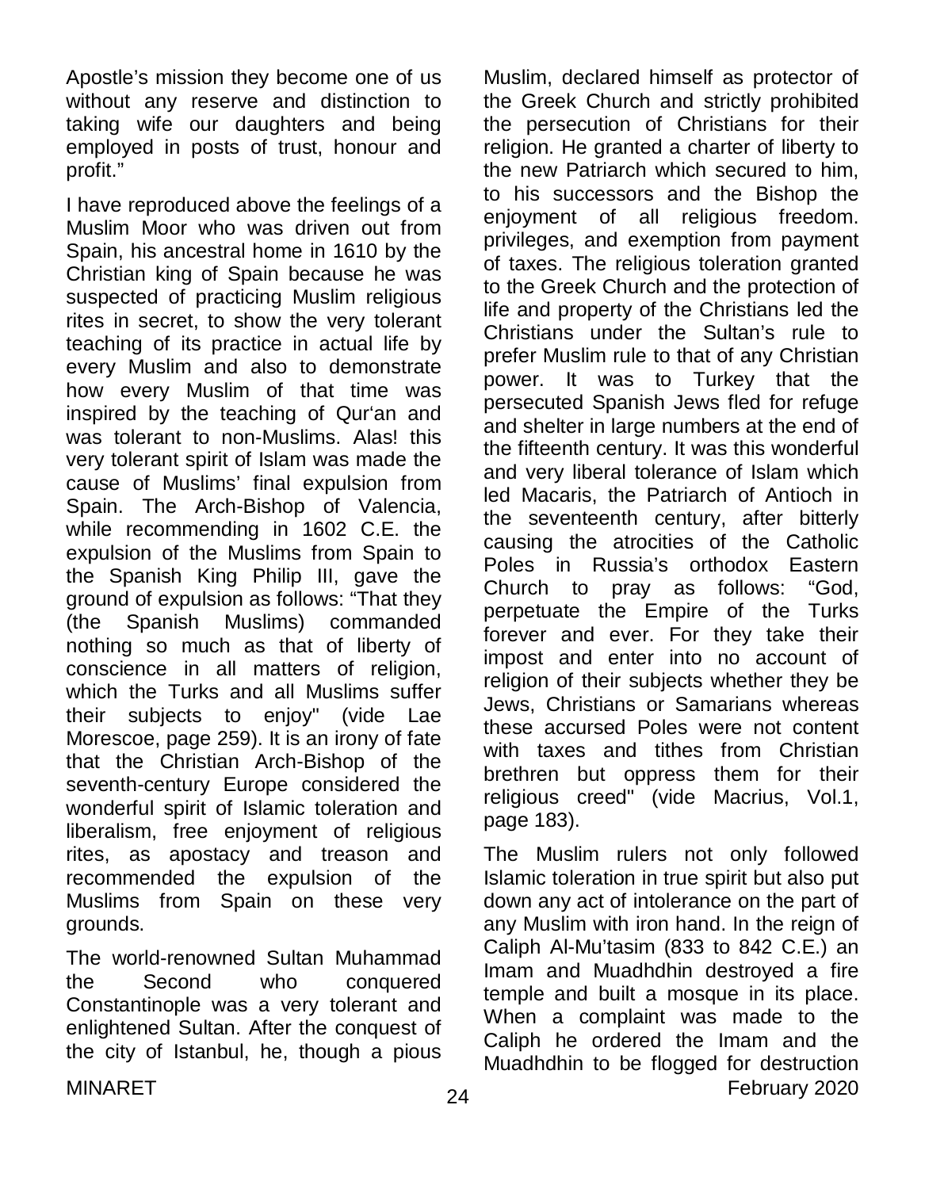Apostle's mission they become one of us without any reserve and distinction to taking wife our daughters and being employed in posts of trust, honour and profit."

I have reproduced above the feelings of a Muslim Moor who was driven out from Spain, his ancestral home in 1610 by the Christian king of Spain because he was suspected of practicing Muslim religious rites in secret, to show the very tolerant teaching of its practice in actual life by every Muslim and also to demonstrate how every Muslim of that time was inspired by the teaching of Qur'an and was tolerant to non-Muslims. Alas! this very tolerant spirit of Islam was made the cause of Muslims' final expulsion from Spain. The Arch-Bishop of Valencia, while recommending in 1602 C.E. the expulsion of the Muslims from Spain to the Spanish King Philip III, gave the ground of expulsion as follows: "That they (the Spanish Muslims) commanded nothing so much as that of liberty of conscience in all matters of religion, which the Turks and all Muslims suffer their subjects to enjoy" (vide Lae Morescoe, page 259). It is an irony of fate that the Christian Arch-Bishop of the seventh-century Europe considered the wonderful spirit of Islamic toleration and liberalism, free enjoyment of religious rites, as apostacy and treason and recommended the expulsion of the Muslims from Spain on these very grounds.

The world-renowned Sultan Muhammad the Second who conquered Constantinople was a very tolerant and enlightened Sultan. After the conquest of the city of Istanbul, he, though a pious Muslim, declared himself as protector of the Greek Church and strictly prohibited the persecution of Christians for their religion. He granted a charter of liberty to the new Patriarch which secured to him, to his successors and the Bishop the enjoyment of all religious freedom. privileges, and exemption from payment of taxes. The religious toleration granted to the Greek Church and the protection of life and property of the Christians led the Christians under the Sultan's rule to prefer Muslim rule to that of any Christian power. It was to Turkey that the persecuted Spanish Jews fled for refuge and shelter in large numbers at the end of the fifteenth century. It was this wonderful and very liberal tolerance of Islam which led Macaris, the Patriarch of Antioch in the seventeenth century, after bitterly causing the atrocities of the Catholic Poles in Russia's orthodox Eastern Church to pray as follows: "God, perpetuate the Empire of the Turks forever and ever. For they take their impost and enter into no account of religion of their subjects whether they be Jews, Christians or Samarians whereas these accursed Poles were not content with taxes and tithes from Christian brethren but oppress them for their religious creed" (vide Macrius, Vol.1, page 183).

The Muslim rulers not only followed Islamic toleration in true spirit but also put down any act of intolerance on the part of any Muslim with iron hand. In the reign of Caliph Al-Mu'tasim (833 to 842 C.E.) an Imam and Muadhdhin destroyed a fire temple and built a mosque in its place. When a complaint was made to the Caliph he ordered the Imam and the Muadhdhin to be flogged for destruction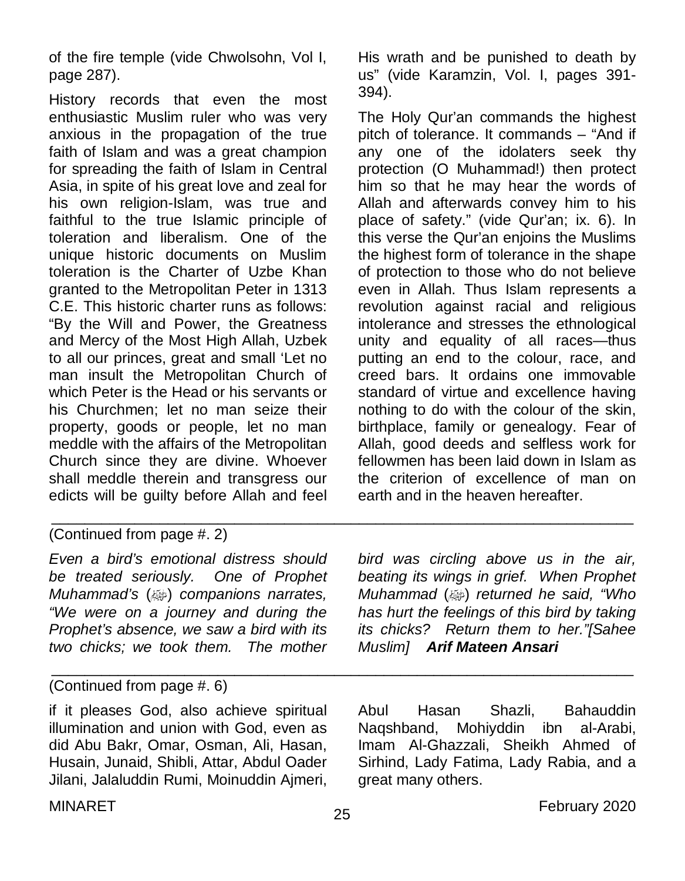of the fire temple (vide Chwolsohn, Vol I, page 287).

History records that even the most enthusiastic Muslim ruler who was very anxious in the propagation of the true faith of Islam and was a great champion for spreading the faith of Islam in Central Asia, in spite of his great love and zeal for his own religion-Islam, was true and faithful to the true Islamic principle of toleration and liberalism. One of the unique historic documents on Muslim toleration is the Charter of Uzbe Khan granted to the Metropolitan Peter in 1313 C.E. This historic charter runs as follows: "By the Will and Power, the Greatness and Mercy of the Most High Allah, Uzbek to all our princes, great and small 'Let no man insult the Metropolitan Church of which Peter is the Head or his servants or his Churchmen; let no man seize their property, goods or people, let no man meddle with the affairs of the Metropolitan Church since they are divine. Whoever shall meddle therein and transgress our edicts will be guilty before Allah and feel His wrath and be punished to death by us" (vide Karamzin, Vol. I, pages 391-394).

The Holy Qur'an commands the highest pitch of tolerance. It commands – "And if any one of the idolaters seek thy protection (O Muhammad!) then protect him so that he may hear the words of Allah and afterwards convey him to his place of safety." (vide Qur'an; ix. 6). In this verse the Qur'an enjoins the Muslims the highest form of tolerance in the shape of protection to those who do not believe even in Allah. Thus Islam represents a revolution against racial and religious intolerance and stresses the ethnological unity and equality of all races—thus putting an end to the colour, race, and creed bars. It ordains one immovable standard of virtue and excellence having nothing to do with the colour of the skin, birthplace, family or genealogy. Fear of Allah, good deeds and selfless work for fellowmen has been laid down in Islam as the criterion of excellence of man on earth and in the heaven hereafter.

---

(Continued from page #. 2)

*Even a bird's emotional distress should be treated seriously. One of Prophet Muhammad's (ﷺ) companions narrates, "We were on a journey and during the Prophet's absence, we saw a bird with its two chicks; we took them. The mother bird was circling above us in the air, beating its wings in grief. When Prophet Muhammad (ﷺ) returned he said, "Who has hurt the feelings of this bird by taking its chicks? Return them to her."[Sahee Muslim]* ***Arif Mateen Ansari***

---

(Continued from page #. 6)

if it pleases God, also achieve spiritual illumination and union with God, even as did Abu Bakr, Omar, Osman, Ali, Hasan, Husain, Junaid, Shibli, Attar, Abdul Oader Jilani, Jalaluddin Rumi, Moinuddin Ajmeri, Abul Hasan Shazli, Bahauddin Naqshband, Mohiyddin ibn al-Arabi, Imam Al-Ghazzali, Sheikh Ahmed of Sirhind, Lady Fatima, Lady Rabia, and a great many others.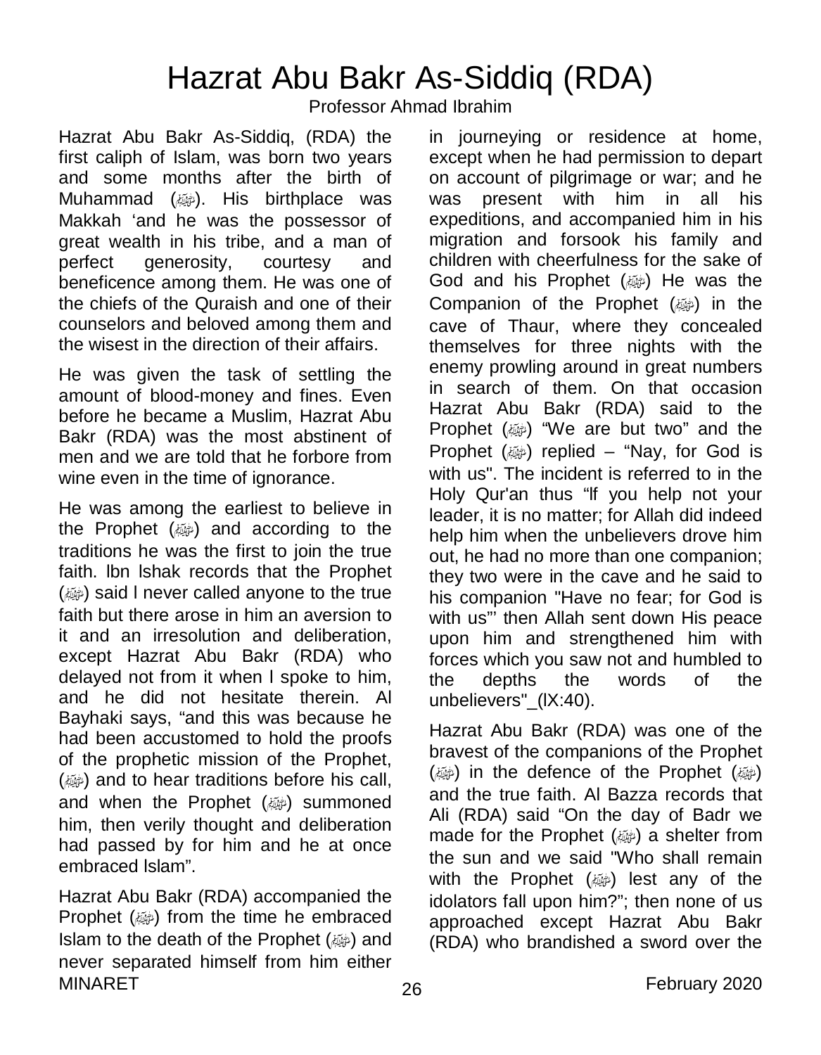# Hazrat Abu Bakr As-Siddiq (RDA)

Professor Ahmad Ibrahim

Hazrat Abu Bakr As-Siddiq, (RDA) the first caliph of Islam, was born two years and some months after the birth of Muhammad (ﷺ). His birthplace was Makkah 'and he was the possessor of great wealth in his tribe, and a man of perfect generosity, courtesy and beneficence among them. He was one of the chiefs of the Quraish and one of their counselors and beloved among them and the wisest in the direction of their affairs.

He was given the task of settling the amount of blood-money and fines. Even before he became a Muslim, Hazrat Abu Bakr (RDA) was the most abstinent of men and we are told that he forbore from wine even in the time of ignorance.

He was among the earliest to believe in the Prophet (ﷺ) and according to the traditions he was the first to join the true faith. Ibn Ishak records that the Prophet (ﷺ) said I never called anyone to the true faith but there arose in him an aversion to it and an irresolution and deliberation, except Hazrat Abu Bakr (RDA) who delayed not from it when I spoke to him, and he did not hesitate therein. Al Bayhaki says, "and this was because he had been accustomed to hold the proofs of the prophetic mission of the Prophet, (ﷺ) and to hear traditions before his call, and when the Prophet (ﷺ) summoned him, then verily thought and deliberation had passed by for him and he at once embraced Islam".

Hazrat Abu Bakr (RDA) accompanied the Prophet (ﷺ) from the time he embraced Islam to the death of the Prophet (ﷺ) and never separated himself from him either in journeying or residence at home, except when he had permission to depart on account of pilgrimage or war; and he was present with him in all his expeditions, and accompanied him in his migration and forsook his family and children with cheerfulness for the sake of God and his Prophet (ﷺ) He was the Companion of the Prophet (ﷺ) in the cave of Thaur, where they concealed themselves for three nights with the enemy prowling around in great numbers in search of them. On that occasion Hazrat Abu Bakr (RDA) said to the Prophet (ﷺ) "We are but two" and the Prophet (ﷺ) replied – "Nay, for God is with us". The incident is referred to in the Holy Qur'an thus "If you help not your leader, it is no matter; for Allah did indeed help him when the unbelievers drove him out, he had no more than one companion; they two were in the cave and he said to his companion "Have no fear; for God is with us"' then Allah sent down His peace upon him and strengthened him with forces which you saw not and humbled to the depths the words of the unbelievers"_(IX:40).

Hazrat Abu Bakr (RDA) was one of the bravest of the companions of the Prophet (ﷺ) in the defence of the Prophet (ﷺ) and the true faith. Al Bazza records that Ali (RDA) said "On the day of Badr we made for the Prophet (ﷺ) a shelter from the sun and we said "Who shall remain with the Prophet (ﷺ) lest any of the idolators fall upon him?"; then none of us approached except Hazrat Abu Bakr (RDA) who brandished a sword over the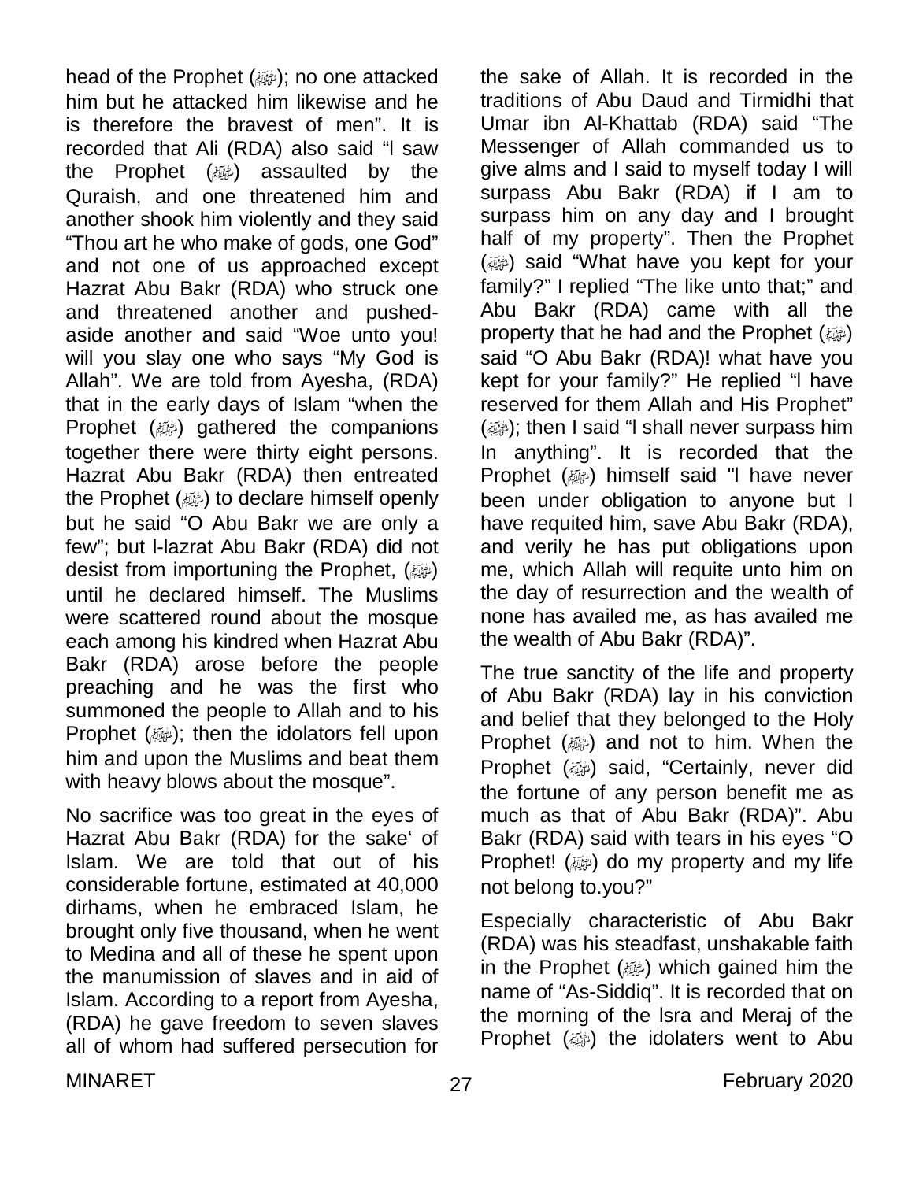head of the Prophet (ﷺ); no one attacked him but he attacked him likewise and he is therefore the bravest of men". It is recorded that Ali (RDA) also said "l saw the Prophet (ﷺ) assaulted by the Quraish, and one threatened him and another shook him violently and they said "Thou art he who make of gods, one God" and not one of us approached except Hazrat Abu Bakr (RDA) who struck one and threatened another and pushed-aside another and said "Woe unto you! will you slay one who says "My God is Allah". We are told from Ayesha, (RDA) that in the early days of Islam "when the Prophet (ﷺ) gathered the companions together there were thirty eight persons. Hazrat Abu Bakr (RDA) then entreated the Prophet (ﷺ) to declare himself openly but he said "O Abu Bakr we are only a few"; but l-lazrat Abu Bakr (RDA) did not desist from importuning the Prophet, (ﷺ) until he declared himself. The Muslims were scattered round about the mosque each among his kindred when Hazrat Abu Bakr (RDA) arose before the people preaching and he was the first who summoned the people to Allah and to his Prophet (ﷺ); then the idolators fell upon him and upon the Muslims and beat them with heavy blows about the mosque".

No sacrifice was too great in the eyes of Hazrat Abu Bakr (RDA) for the sake' of Islam. We are told that out of his considerable fortune, estimated at 40,000 dirhams, when he embraced Islam, he brought only five thousand, when he went to Medina and all of these he spent upon the manumission of slaves and in aid of Islam. According to a report from Ayesha, (RDA) he gave freedom to seven slaves all of whom had suffered persecution for the sake of Allah. It is recorded in the traditions of Abu Daud and Tirmidhi that Umar ibn Al-Khattab (RDA) said "The Messenger of Allah commanded us to give alms and I said to myself today I will surpass Abu Bakr (RDA) if I am to surpass him on any day and I brought half of my property". Then the Prophet (ﷺ) said "What have you kept for your family?" I replied "The like unto that;" and Abu Bakr (RDA) came with all the property that he had and the Prophet (ﷺ) said "O Abu Bakr (RDA)! what have you kept for your family?" He replied "l have reserved for them Allah and His Prophet" (ﷺ); then I said "l shall never surpass him In anything". It is recorded that the Prophet (ﷺ) himself said "l have never been under obligation to anyone but I have requited him, save Abu Bakr (RDA), and verily he has put obligations upon me, which Allah will requite unto him on the day of resurrection and the wealth of none has availed me, as has availed me the wealth of Abu Bakr (RDA)".

The true sanctity of the life and property of Abu Bakr (RDA) lay in his conviction and belief that they belonged to the Holy Prophet (ﷺ) and not to him. When the Prophet (ﷺ) said, "Certainly, never did the fortune of any person benefit me as much as that of Abu Bakr (RDA)". Abu Bakr (RDA) said with tears in his eyes "O Prophet! (ﷺ) do my property and my life not belong to.you?"

Especially characteristic of Abu Bakr (RDA) was his steadfast, unshakable faith in the Prophet (ﷺ) which gained him the name of "As-Siddiq". It is recorded that on the morning of the lsra and Meraj of the Prophet (ﷺ) the idolaters went to Abu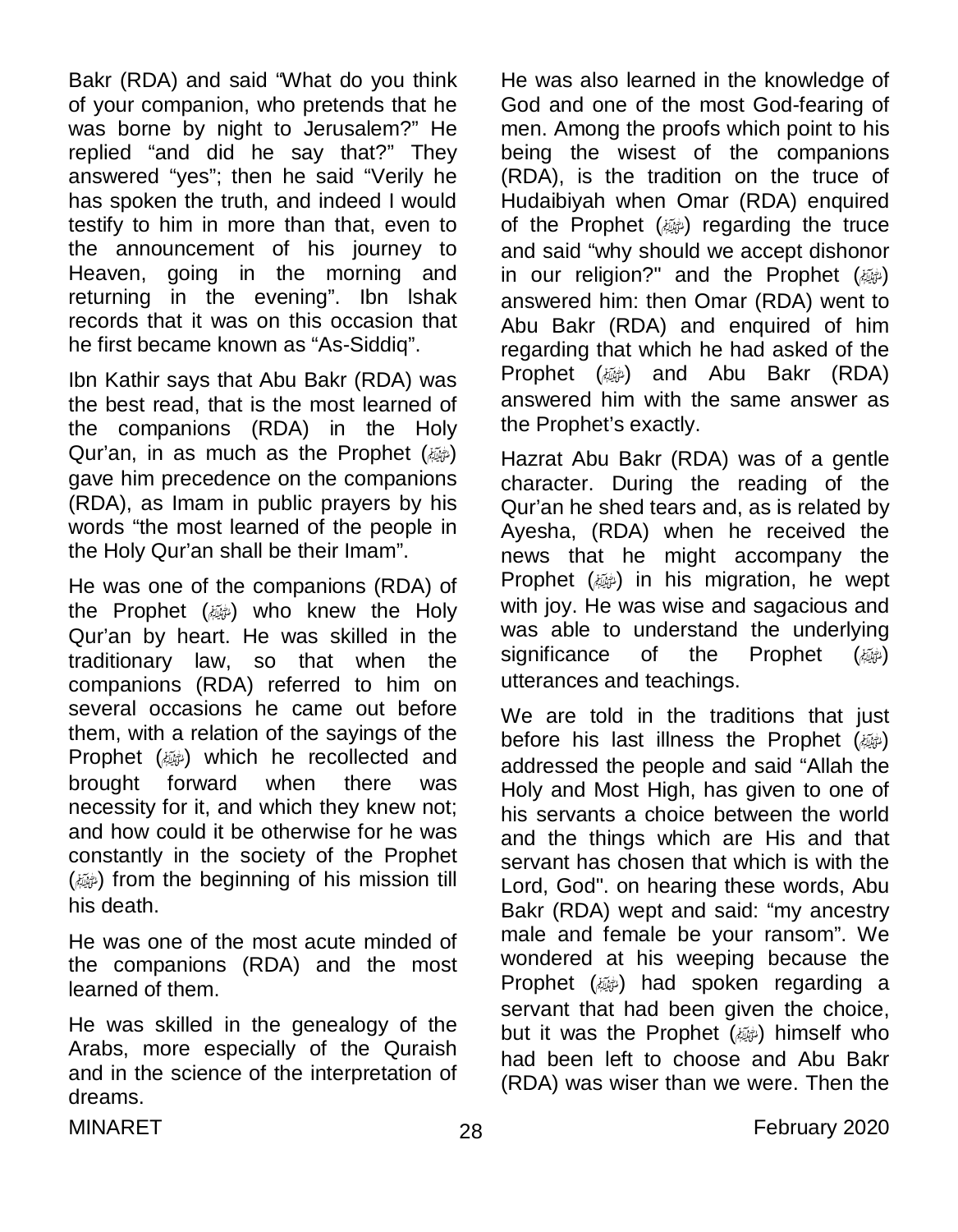Bakr (RDA) and said "What do you think of your companion, who pretends that he was borne by night to Jerusalem?" He replied "and did he say that?" They answered "yes"; then he said "Verily he has spoken the truth, and indeed I would testify to him in more than that, even to the announcement of his journey to Heaven, going in the morning and returning in the evening". Ibn Ishak records that it was on this occasion that he first became known as "As-Siddiq".

Ibn Kathir says that Abu Bakr (RDA) was the best read, that is the most learned of the companions (RDA) in the Holy Qur'an, in as much as the Prophet (ﷺ) gave him precedence on the companions (RDA), as Imam in public prayers by his words "the most learned of the people in the Holy Qur'an shall be their Imam".

He was one of the companions (RDA) of the Prophet (ﷺ) who knew the Holy Qur'an by heart. He was skilled in the traditionary law, so that when the companions (RDA) referred to him on several occasions he came out before them, with a relation of the sayings of the Prophet (ﷺ) which he recollected and brought forward when there was necessity for it, and which they knew not; and how could it be otherwise for he was constantly in the society of the Prophet (ﷺ) from the beginning of his mission till his death.

He was one of the most acute minded of the companions (RDA) and the most learned of them.

He was skilled in the genealogy of the Arabs, more especially of the Quraish and in the science of the interpretation of dreams.

He was also learned in the knowledge of God and one of the most God-fearing of men. Among the proofs which point to his being the wisest of the companions (RDA), is the tradition on the truce of Hudaibiyah when Omar (RDA) enquired of the Prophet (ﷺ) regarding the truce and said "why should we accept dishonor in our religion?" and the Prophet (ﷺ) answered him: then Omar (RDA) went to Abu Bakr (RDA) and enquired of him regarding that which he had asked of the Prophet (ﷺ) and Abu Bakr (RDA) answered him with the same answer as the Prophet's exactly.

Hazrat Abu Bakr (RDA) was of a gentle character. During the reading of the Qur'an he shed tears and, as is related by Ayesha, (RDA) when he received the news that he might accompany the Prophet (ﷺ) in his migration, he wept with joy. He was wise and sagacious and was able to understand the underlying significance of the Prophet (ﷺ) utterances and teachings.

We are told in the traditions that just before his last illness the Prophet (ﷺ) addressed the people and said "Allah the Holy and Most High, has given to one of his servants a choice between the world and the things which are His and that servant has chosen that which is with the Lord, God". on hearing these words, Abu Bakr (RDA) wept and said: "my ancestry male and female be your ransom". We wondered at his weeping because the Prophet (ﷺ) had spoken regarding a servant that had been given the choice, but it was the Prophet (ﷺ) himself who had been left to choose and Abu Bakr (RDA) was wiser than we were. Then the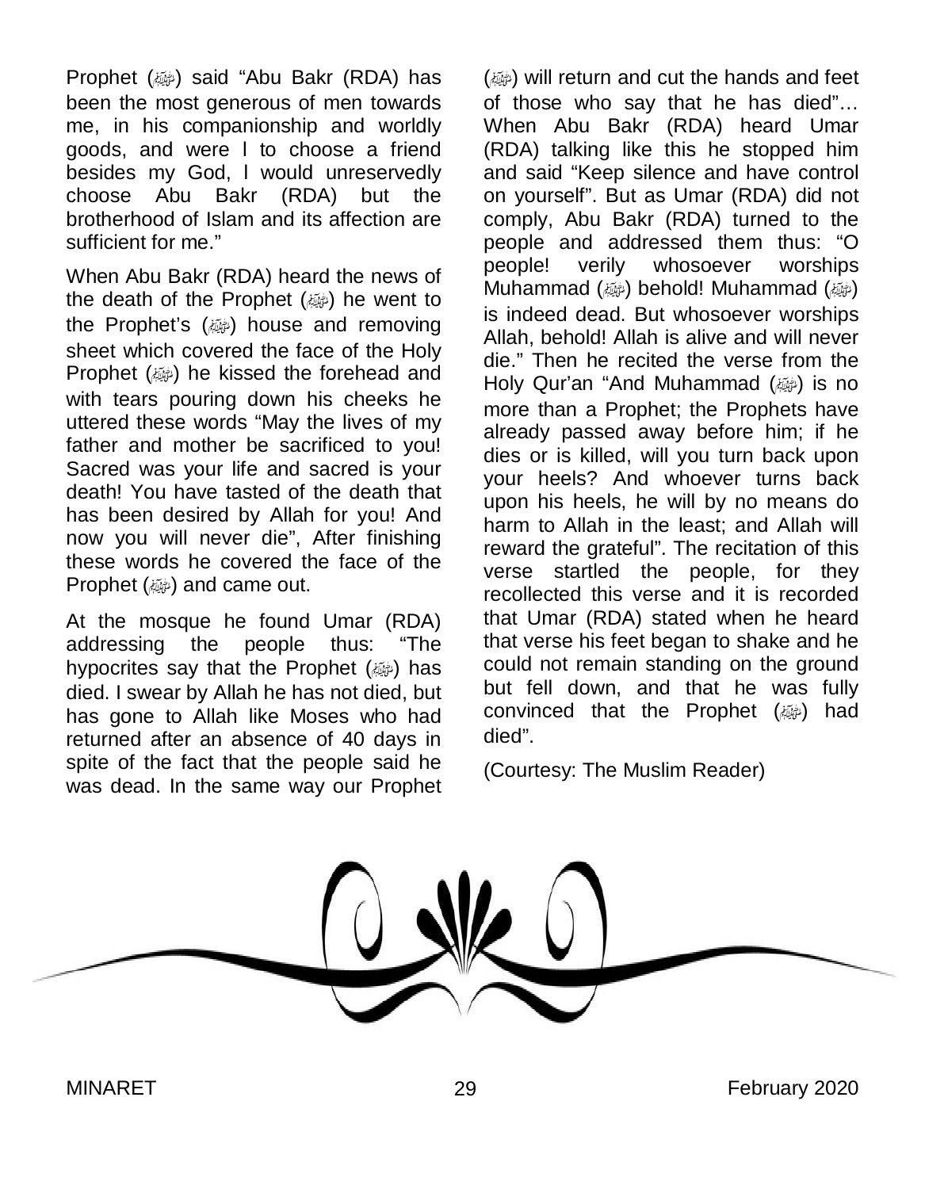Prophet (ﷺ) said "Abu Bakr (RDA) has been the most generous of men towards me, in his companionship and worldly goods, and were I to choose a friend besides my God, I would unreservedly choose Abu Bakr (RDA) but the brotherhood of Islam and its affection are sufficient for me."

When Abu Bakr (RDA) heard the news of the death of the Prophet (ﷺ) he went to the Prophet's (ﷺ) house and removing sheet which covered the face of the Holy Prophet (ﷺ) he kissed the forehead and with tears pouring down his cheeks he uttered these words "May the lives of my father and mother be sacrificed to you! Sacred was your life and sacred is your death! You have tasted of the death that has been desired by Allah for you! And now you will never die", After finishing these words he covered the face of the Prophet (ﷺ) and came out.

At the mosque he found Umar (RDA) addressing the people thus: "The hypocrites say that the Prophet (ﷺ) has died. I swear by Allah he has not died, but has gone to Allah like Moses who had returned after an absence of 40 days in spite of the fact that the people said he was dead. In the same way our Prophet (ﷺ) will return and cut the hands and feet of those who say that he has died"… When Abu Bakr (RDA) heard Umar (RDA) talking like this he stopped him and said "Keep silence and have control on yourself". But as Umar (RDA) did not comply, Abu Bakr (RDA) turned to the people and addressed them thus: "O people! verily whosoever worships Muhammad (ﷺ) behold! Muhammad (ﷺ) is indeed dead. But whosoever worships Allah, behold! Allah is alive and will never die." Then he recited the verse from the Holy Qur'an "And Muhammad (ﷺ) is no more than a Prophet; the Prophets have already passed away before him; if he dies or is killed, will you turn back upon your heels? And whoever turns back upon his heels, he will by no means do harm to Allah in the least; and Allah will reward the grateful". The recitation of this verse startled the people, for they recollected this verse and it is recorded that Umar (RDA) stated when he heard that verse his feet began to shake and he could not remain standing on the ground but fell down, and that he was fully convinced that the Prophet (ﷺ) had died".

(Courtesy: The Muslim Reader)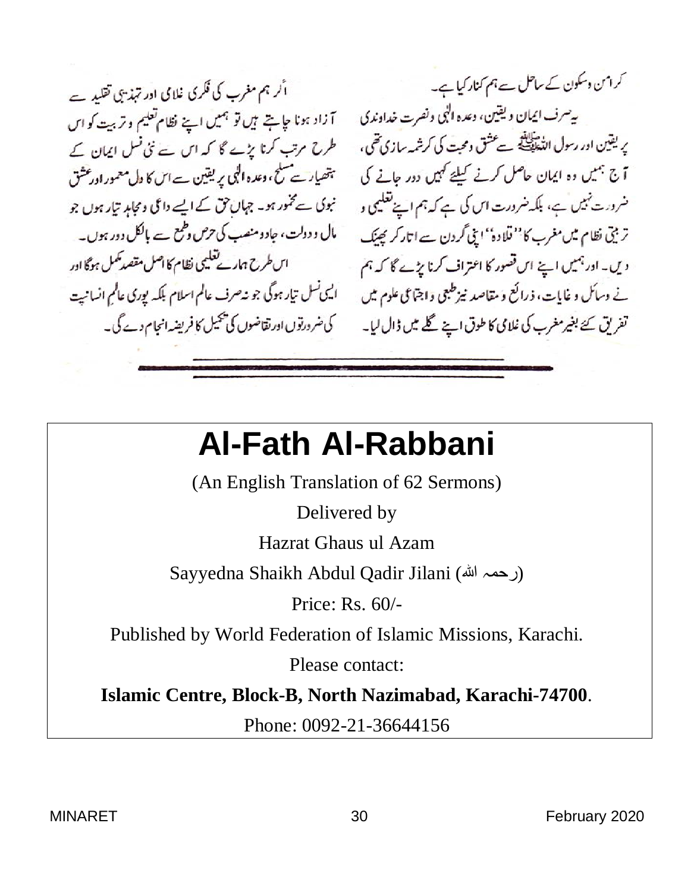کر امن وسکون کے ساحل سے ہم کنار کیا ہے۔

یہ صرف ایمان و یقین، وعدہ الٰہی و نصرت خداوندی پر یقین اور رسول اللہ ﷺ سے عشق و محبت کی کرشمہ سازی تھی، آج ہمیں وہ ایمان حاصل کرنے کیلئے کہیں دور جانے کی ضرورت نہیں ہے، بلکہ ضرورت اس کی ہے کہ ہم اپنے تعلیمی و تربیتی نظام میں مغرب کا ''قلادہ'' اپنی گردن سے اتار کر پھینک دیں۔ اور ہمیں اپنے اس قصور کا اعتراف کرنا پڑے گا کہ ہم نے وسائل و غایات، ذرائع و مقاصد نیز طبعی و اجتماعی علوم میں تفریق کئے بغیر مغرب کی غلامی کا طوق اپنے گلے میں ڈال لیا۔

اگر ہم مغرب کی فکری غلامی اور تہذیبی تقلید سے آزاد ہونا چاہتے ہیں تو ہمیں اپنے نظام تعلیم و تربیت کو اس طرح مرتب کرنا پڑے گا کہ اس سے نئی نسل ایمان کے ہتھیار سے مسلح، وعدہ الٰہی پر یقین سے اس کا دل معمور اور عشق نبوی سے مخمور ہو۔ جہاں حق کے ایسے داعی و مجاہد تیار ہوں جو مال و دولت، جاہ و منصب کی حرص و طمع سے بالکل دور ہوں۔

اس طرح ہمارے تعلیمی نظام کا اصل مقصد مکمل ہوگا اور ایسی نسل تیار ہوگی جو نہ صرف عالم اسلام بلکہ پوری عالم انسانیت کی ضرورتوں اور تقاضوں کی تکمیل کا فریضہ انجام دے گی۔

---

# Al-Fath Al-Rabbani

(An English Translation of 62 Sermons)

Delivered by

Hazrat Ghaus ul Azam

Sayyedna Shaikh Abdul Qadir Jilani (رحمہ اللہ)

Price: Rs. 60/-

Published by World Federation of Islamic Missions, Karachi.

Please contact:

**Islamic Centre, Block-B, North Nazimabad, Karachi-74700**.

Phone: 0092-21-36644156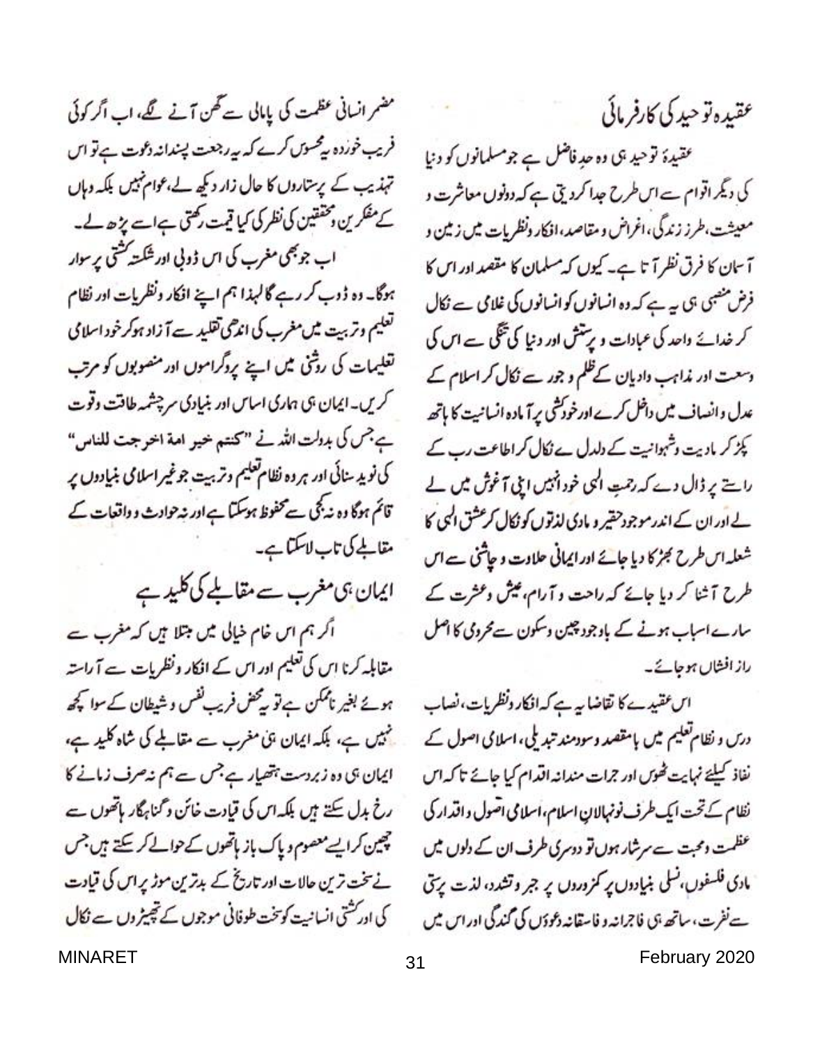## عقیدہ توحید کی کارفرمائی

عقیدۂ توحید ہی وہ حدِ فاصل ہے جو مسلمانوں کو دنیا کی دیگر اقوام سے اس طرح جدا کردیتی ہے کہ دونوں معاشرت و معیشت، طرز زندگی، اغراض و مقاصد، افکار ونظریات میں زمین و آسمان کا فرق نظر آتا ہے۔ کیوں کہ مسلمان کا مقصد اور اس کا فرض منصبی ہی یہ ہے کہ وہ انسانوں کو انسانوں کی غلامی سے نکال کر خدائے واحد کی عبادات و پرستش اور دنیا کی تنگی سے اس کی وسعت اور مذاہب وادیان کے ظلم و جور سے نکال کر اسلام کے عدل و انصاف میں داخل کرے اور خودکشی پر آمادہ انسانیت کا ہاتھ پکڑ کر مادیت وشہوانیت کے دلدل سے نکال کر اطاعت رب کے راستے پر ڈال دے کہ رحمتِ الٰہی خود انہیں اپنی آغوش میں لے لے اور ان کے اندر موجود حقیر و مادی لذتوں کو نکال کر عشق الٰہی کا شعلہ اس طرح بھڑکا دیا جائے اور ایمانی حلاوت و چاشنی سے اس طرح آشنا کر دیا جائے کہ راحت و آرام، عیش و عشرت کے سارے اسباب ہونے کے باوجود چین و سکون سے محرومی کا اصل راز افشاں ہو جائے۔

اس عقیدے کا تقاضا یہ ہے کہ افکار ونظریات، نصاب درس و نظام تعلیم میں بامقصد و سودمند تبدیلی، اسلامی اصول کے نفاذ کیلئے نہایت ٹھوس اور جرات مندانہ اقدام کیا جائے تاکہ اس نظام کے تحت ایک طرف نونہالانِ اسلام، اسلامی اصول واقدار کی عظمت و محبت سے سرشار ہوں تو دوسری طرف ان کے دلوں میں مادی فلسفوں، نسلی بنیادوں پر کمزوروں پر جبر و تشدد، لذت پرستی سے نفرت، ساتھ ہی فاجرانہ و فاسقانہ دعوؤں کی گندگی اور اس میں مضمر انسانی عظمت کی پامالی سے گھن آنے لگے، اب اگر کوئی فریب خوردہ یہ محسوس کرے کہ یہ رجعت پسندانہ دعوت ہے تو اس تہذیب کے پرستاروں کا حال زار دیکھ لے، عوام نہیں بلکہ وہاں کے مفکرین و محققین کی نظر کی کیا قیمت رکھتی ہے اسے پڑھ لے۔

اب جو بھی مغرب کی اس ڈوبی اور شکستہ کشتی پر سوار ہوگا۔ وہ ڈوب کر رہے گا لہٰذا ہم اپنے افکار ونظریات اور نظام تعلیم وتربیت میں مغرب کی اندھی تقلید سے آزاد ہوکر خود اسلامی تعلیمات کی روشنی میں اپنے پروگراموں اور منصوبوں کو مرتب کریں۔ ایمان ہی ہماری اساس اور بنیادی سرچشمہ طاقت وقوت ہے، جس کی بدولت اللہ نے "کنتم خیر امة اخرجت للناس" کی نوید سنائی اور ہر وہ نظام تعلیم وتربیت جو غیر اسلامی بنیادوں پر قائم ہوگا وہ نہ کجی سے محفوظ ہوسکتا ہے اور نہ حوادث و واقعات کے مقابلے کی تاب لاسکتا ہے۔

## ایمان ہی مغرب سے مقابلے کی کلید ہے

اگر ہم اس خام خیالی میں مبتلا ہیں کہ مغرب سے مقابلہ کرنا اس کی تعلیم اور اس کے افکار ونظریات سے آراستہ ہوئے بغیر ناممکن ہے تو یہ محض فریب نفس و شیطان کے سوا کچھ نہیں ہے، بلکہ ایمان ہی مغرب سے مقابلے کی شاہ کلید ہے، ایمان ہی وہ زبردست ہتھیار ہے جس سے ہم نہ صرف زمانے کا رخ بدل سکتے ہیں بلکہ اس کی قیادت خائن و گناہگار ہاتھوں سے چھین کر ایسے معصوم و پاک باز ہاتھوں کے حوالے کر سکتے ہیں جس نے سخت ترین حالات اور تاریخ کے بدترین موڑ پر اس کی قیادت کی اور کشتی انسانیت کو سخت طوفانی موجوں کے تھپیڑوں سے نکال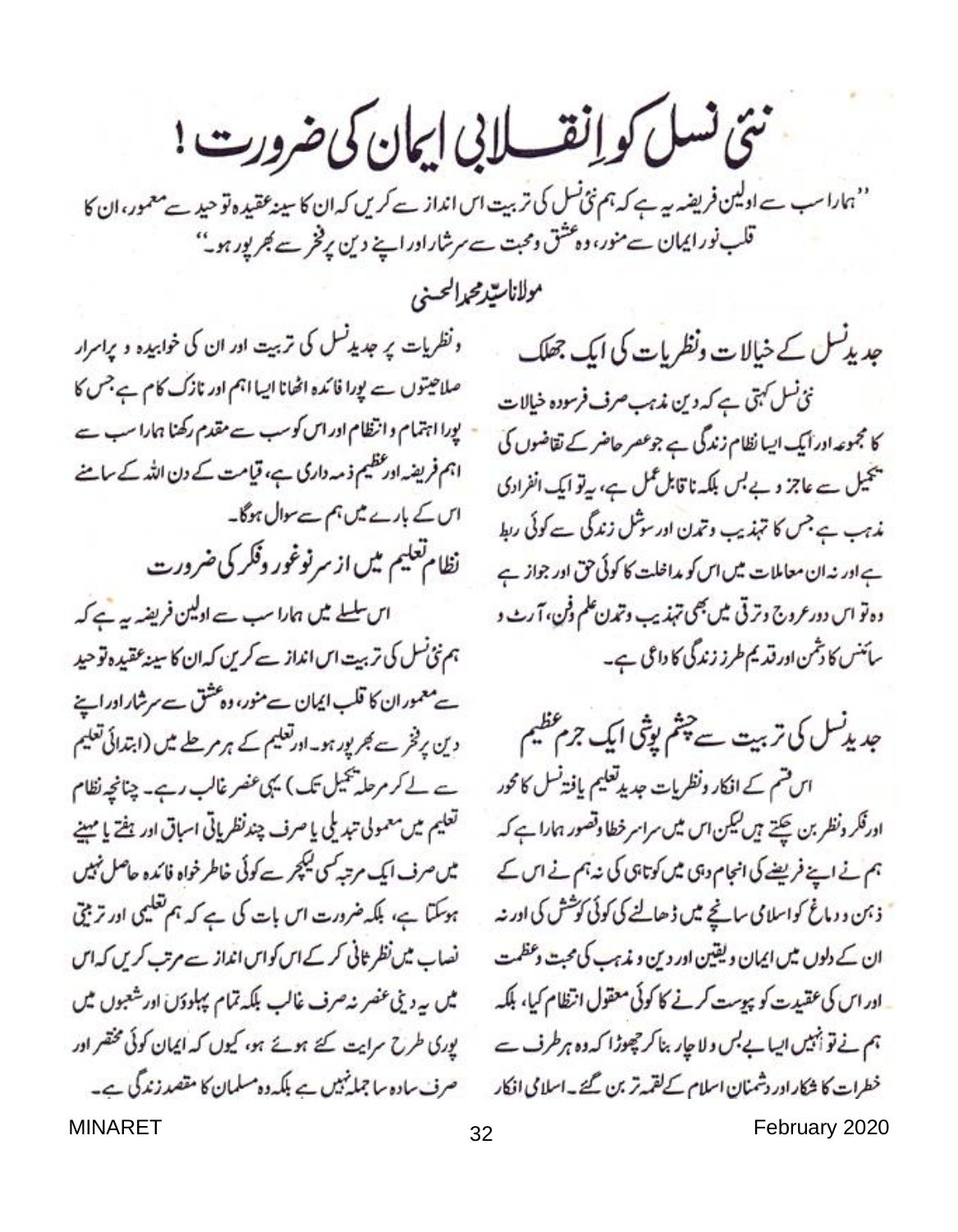# نئی نسل کو انقلابی ایمان کی ضرورت!

''ہمارا سب سے اولین فریضہ یہ ہے کہ ہم نئی نسل کی تربیت اس انداز سے کریں کہ ان کا سینہ عقیدہ توحید سے معمور، ان کا قلب نور ایمان سے منور، وہ عشق و محبت سے سرشار اور اپنے دین پر فخر سے بھرپور ہو۔''

مولانا سید محمد الحسنی

## جدید نسل کے خیالات ونظریات کی ایک جھلک

نئی نسل کہتی ہے کہ دین مذہب صرف فرسودہ خیالات کا مجموعہ اور ایک ایسا نظام زندگی ہے جو عصر حاضر کے تقاضوں کی تکمیل سے عاجز و بے بس بلکہ ناقابل عمل ہے، یہ تو ایک انفرادی مذہب ہے جس کا تہذیب و تمدن اور سوشل زندگی سے کوئی ربط ہے اور نہ ان معاملات میں اس کو مداخلت کا کوئی حق اور جواز ہے وہ تو اس دور عروج و ترقی میں بھی تہذیب و تمدن علم وفن، آرٹ و سائنس کا دشمن اور قدیم طرز زندگی کا داعی ہے۔

## جدید نسل کی تربیت سے چشم پوشی ایک جرم عظیم

اس قسم کے افکار ونظریات جدید تعلیم یافتہ نسل کا محور اور فکر و نظر بن چکے ہیں لیکن اس میں سراسر خطا و قصور ہمارا ہے کہ ہم نے اپنے فریضے کی انجام دہی میں کوتاہی کی نہ ہم نے اس کے ذہن و دماغ کو اسلامی سانچے میں ڈھالنے کی کوئی کوشش کی اور نہ ان کے دلوں میں ایمان و یقین اور دین و مذہب کی محبت و عظمت اور اس کی عقیدت کو پیوست کرنے کا کوئی معقول انتظام کیا، بلکہ ہم نے تو انہیں ایسا بے بس و لاچار بنا کر چھوڑا کہ وہ ہر طرف سے خطرات کا شکار اور دشمنان اسلام کے لقمہ تر بن گئے۔ اسلامی افکار ونظریات پر جدید نسل کی تربیت اور ان کی خوابیدہ و پراسرار صلاحیتوں سے پورا فائدہ اٹھانا ایسا اہم اور نازک کام ہے جس کا پورا اہتمام و انتظام اور اس کو سب سے مقدم رکھنا ہمارا سب سے اہم فریضہ اور عظیم ذمہ داری ہے، قیامت کے دن اللہ کے سامنے اس کے بارے میں ہم سے سوال ہوگا۔

## نظام تعلیم میں از سر نو غور وفکر کی ضرورت

اس سلسلے میں ہمارا سب سے اولین فریضہ یہ ہے کہ ہم نئی نسل کی تربیت اس انداز سے کریں کہ ان کا سینہ عقیدہ توحید سے معمور ان کا قلب ایمان سے منور، وہ عشق سے سرشار اور اپنے دین پر فخر سے بھرپور ہو۔ اور تعلیم کے ہر مرحلے میں (ابتدائی تعلیم سے لے کر مرحلہ تکمیل تک) یہی عنصر غالب رہے۔ چنانچہ نظام تعلیم میں معمولی تبدیلی یا صرف چند نظریاتی اسباق اور ہفتے یا مہینے میں صرف ایک مرتبہ کسی لیکچر سے کوئی خاطر خواہ فائدہ حاصل نہیں ہوسکتا ہے، بلکہ ضرورت اس بات کی ہے کہ ہم تعلیمی اور تربیتی نصاب میں نظر ثانی کر کے اس کو اس انداز سے مرتب کریں کہ اس میں یہ دینی عنصر نہ صرف غالب بلکہ تمام پہلوؤں اور شعبوں میں پوری طرح سرایت کئے ہوئے ہو، کیوں کہ ایمان کوئی مختصر اور صرف سادہ سا جملہ نہیں ہے بلکہ وہ مسلمان کا مقصد زندگی ہے۔